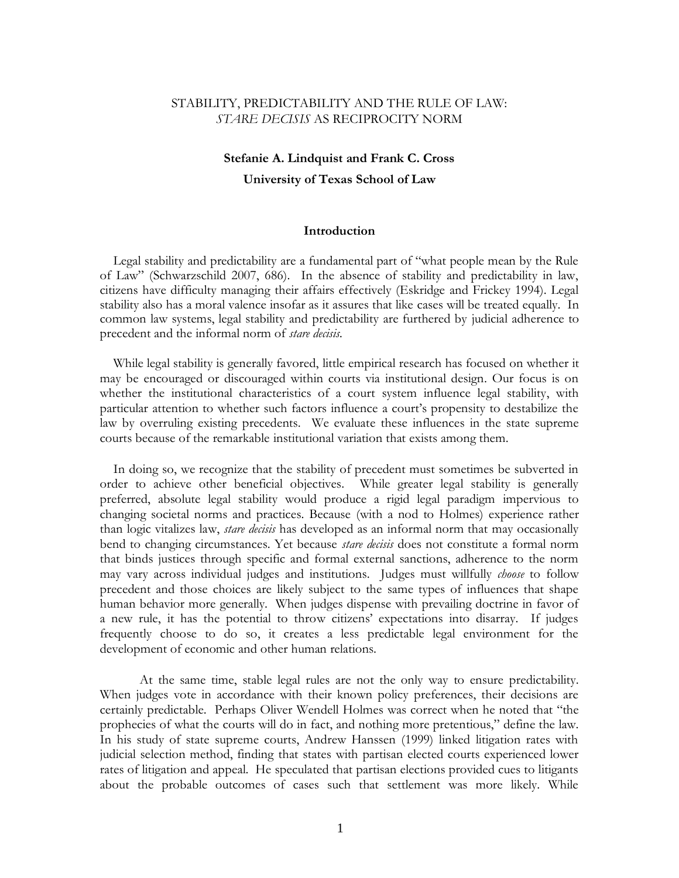# STABILITY, PREDICTABILITY AND THE RULE OF LAW: *STARE DECISIS* AS RECIPROCITY NORM

**Stefanie A. Lindquist and Frank C. Cross**

**University of Texas School of Law**

## Introduction

Legal stability and predictability are a fundamental part of "what people mean by the Rule of Law" (Schwarzschild 2007, 686). In the absence of stability and predictability in law, citizens have difficulty managing their affairs effectively (Eskridge and Frickey 1994). Legal stability also has a moral valence insofar as it assures that like cases will be treated equally. In common law systems, legal stability and predictability are furthered by judicial adherence to precedent and the informal norm of *stare decisis.*

While legal stability is generally favored, little empirical research has focused on whether it may be encouraged or discouraged within courts via institutional design. Our focus is on whether the institutional characteristics of a court system influence legal stability, with particular attention to whether such factors influence a court's propensity to destabilize the law by overruling existing precedents. We evaluate these influences in the state supreme courts because of the remarkable institutional variation that exists among them.

In doing so, we recognize that the stability of precedent must sometimes be subverted in order to achieve other beneficial objectives. While greater legal stability is generally preferred, absolute legal stability would produce a rigid legal paradigm impervious to changing societal norms and practices. Because (with a nod to Holmes) experience rather than logic vitalizes law, *stare decisis* has developed as an informal norm that may occasionally bend to changing circumstances. Yet because *stare decisis* does not constitute a formal norm that binds justices through specific and formal external sanctions, adherence to the norm may vary across individual judges and institutions. Judges must willfully *choose* to follow precedent and those choices are likely subject to the same types of influences that shape human behavior more generally. When judges dispense with prevailing doctrine in favor of a new rule, it has the potential to throw citizens' expectations into disarray. If judges frequently choose to do so, it creates a less predictable legal environment for the development of economic and other human relations.

At the same time, stable legal rules are not the only way to ensure predictability. When judges vote in accordance with their known policy preferences, their decisions are certainly predictable. Perhaps Oliver Wendell Holmes was correct when he noted that "the prophecies of what the courts will do in fact, and nothing more pretentious," define the law. In his study of state supreme courts, Andrew Hanssen (1999) linked litigation rates with judicial selection method, finding that states with partisan elected courts experienced lower rates of litigation and appeal. He speculated that partisan elections provided cues to litigants about the probable outcomes of cases such that settlement was more likely. While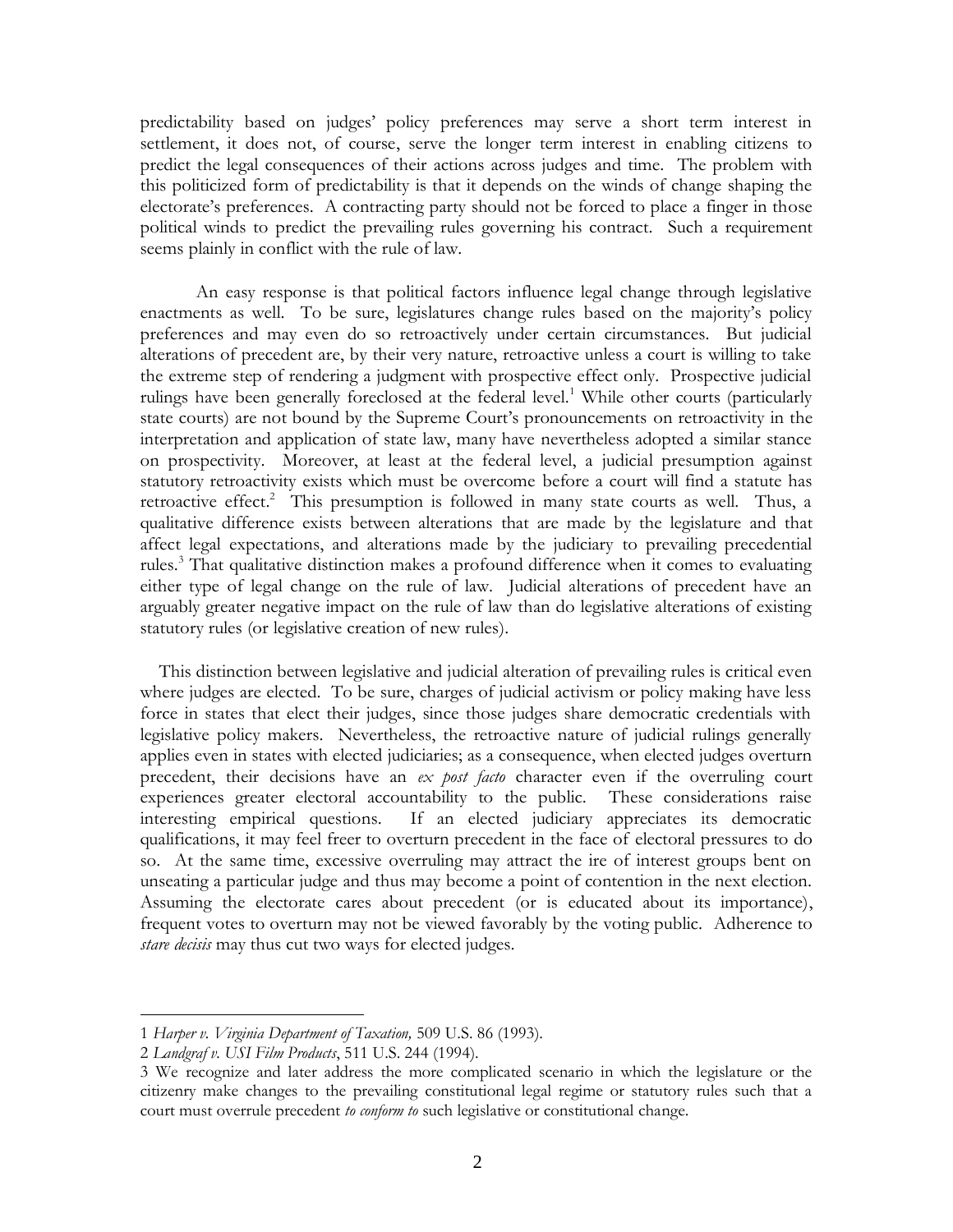predictability based on judges' policy preferences may serve a short term interest in settlement, it does not, of course, serve the longer term interest in enabling citizens to predict the legal consequences of their actions across judges and time. The problem with this politicized form of predictability is that it depends on the winds of change shaping the electorate's preferences. A contracting party should not be forced to place a finger in those political winds to predict the prevailing rules governing his contract. Such a requirement seems plainly in conflict with the rule of law.

An easy response is that political factors influence legal change through legislative enactments as well. To be sure, legislatures change rules based on the majority's policy preferences and may even do so retroactively under certain circumstances. But judicial alterations of precedent are, by their very nature, retroactive unless a court is willing to take the extreme step of rendering a judgment with prospective effect only. Prospective judicial rulings have been generally foreclosed at the federal level.[1] While other courts (particularly state courts) are not bound by the Supreme Court's pronouncements on retroactivity in the interpretation and application of state law, many have nevertheless adopted a similar stance on prospectivity. Moreover, at least at the federal level, a judicial presumption against statutory retroactivity exists which must be overcome before a court will find a statute has retroactive effect.[2] This presumption is followed in many state courts as well. Thus, a qualitative difference exists between alterations that are made by the legislature and that affect legal expectations, and alterations made by the judiciary to prevailing precedential rules.[3] That qualitative distinction makes a profound difference when it comes to evaluating either type of legal change on the rule of law. Judicial alterations of precedent have an arguably greater negative impact on the rule of law than do legislative alterations of existing statutory rules (or legislative creation of new rules).

This distinction between legislative and judicial alteration of prevailing rules is critical even where judges are elected. To be sure, charges of judicial activism or policy making have less force in states that elect their judges, since those judges share democratic credentials with legislative policy makers. Nevertheless, the retroactive nature of judicial rulings generally applies even in states with elected judiciaries; as a consequence, when elected judges overturn precedent, their decisions have an *ex post facto* character even if the overruling court experiences greater electoral accountability to the public. These considerations raise interesting empirical questions. If an elected judiciary appreciates its democratic qualifications, it may feel freer to overturn precedent in the face of electoral pressures to do so. At the same time, excessive overruling may attract the ire of interest groups bent on unseating a particular judge and thus may become a point of contention in the next election. Assuming the electorate cares about precedent (or is educated about its importance), frequent votes to overturn may not be viewed favorably by the voting public. Adherence to *stare decisis* may thus cut two ways for elected judges.

---

1 *Harper v. Virginia Department of Taxation,* 509 U.S. 86 (1993).

2 *Landgraf v. USI Film Products*, 511 U.S. 244 (1994).

3 We recognize and later address the more complicated scenario in which the legislature or the citizenry make changes to the prevailing constitutional legal regime or statutory rules such that a court must overrule precedent *to conform to* such legislative or constitutional change.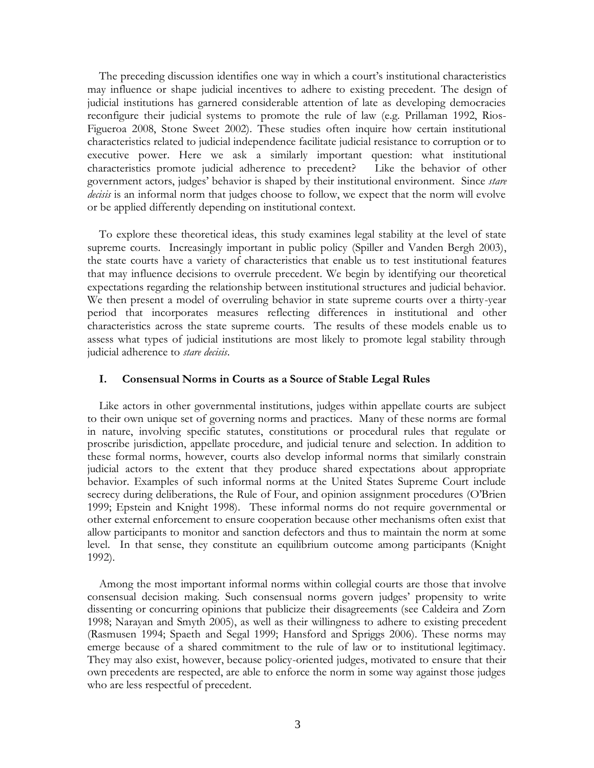The preceding discussion identifies one way in which a court's institutional characteristics may influence or shape judicial incentives to adhere to existing precedent. The design of judicial institutions has garnered considerable attention of late as developing democracies reconfigure their judicial systems to promote the rule of law (e.g. Prillaman 1992, Rios-Figueroa 2008, Stone Sweet 2002). These studies often inquire how certain institutional characteristics related to judicial independence facilitate judicial resistance to corruption or to executive power. Here we ask a similarly important question: what institutional characteristics promote judicial adherence to precedent? Like the behavior of other government actors, judges' behavior is shaped by their institutional environment. Since *stare decisis* is an informal norm that judges choose to follow, we expect that the norm will evolve or be applied differently depending on institutional context.

To explore these theoretical ideas, this study examines legal stability at the level of state supreme courts. Increasingly important in public policy (Spiller and Vanden Bergh 2003), the state courts have a variety of characteristics that enable us to test institutional features that may influence decisions to overrule precedent. We begin by identifying our theoretical expectations regarding the relationship between institutional structures and judicial behavior. We then present a model of overruling behavior in state supreme courts over a thirty-year period that incorporates measures reflecting differences in institutional and other characteristics across the state supreme courts. The results of these models enable us to assess what types of judicial institutions are most likely to promote legal stability through judicial adherence to *stare decisis*.

## I. Consensual Norms in Courts as a Source of Stable Legal Rules

Like actors in other governmental institutions, judges within appellate courts are subject to their own unique set of governing norms and practices. Many of these norms are formal in nature, involving specific statutes, constitutions or procedural rules that regulate or proscribe jurisdiction, appellate procedure, and judicial tenure and selection. In addition to these formal norms, however, courts also develop informal norms that similarly constrain judicial actors to the extent that they produce shared expectations about appropriate behavior. Examples of such informal norms at the United States Supreme Court include secrecy during deliberations, the Rule of Four, and opinion assignment procedures (O'Brien 1999; Epstein and Knight 1998). These informal norms do not require governmental or other external enforcement to ensure cooperation because other mechanisms often exist that allow participants to monitor and sanction defectors and thus to maintain the norm at some level. In that sense, they constitute an equilibrium outcome among participants (Knight 1992).

Among the most important informal norms within collegial courts are those that involve consensual decision making. Such consensual norms govern judges' propensity to write dissenting or concurring opinions that publicize their disagreements (see Caldeira and Zorn 1998; Narayan and Smyth 2005), as well as their willingness to adhere to existing precedent (Rasmusen 1994; Spaeth and Segal 1999; Hansford and Spriggs 2006). These norms may emerge because of a shared commitment to the rule of law or to institutional legitimacy. They may also exist, however, because policy-oriented judges, motivated to ensure that their own precedents are respected, are able to enforce the norm in some way against those judges who are less respectful of precedent.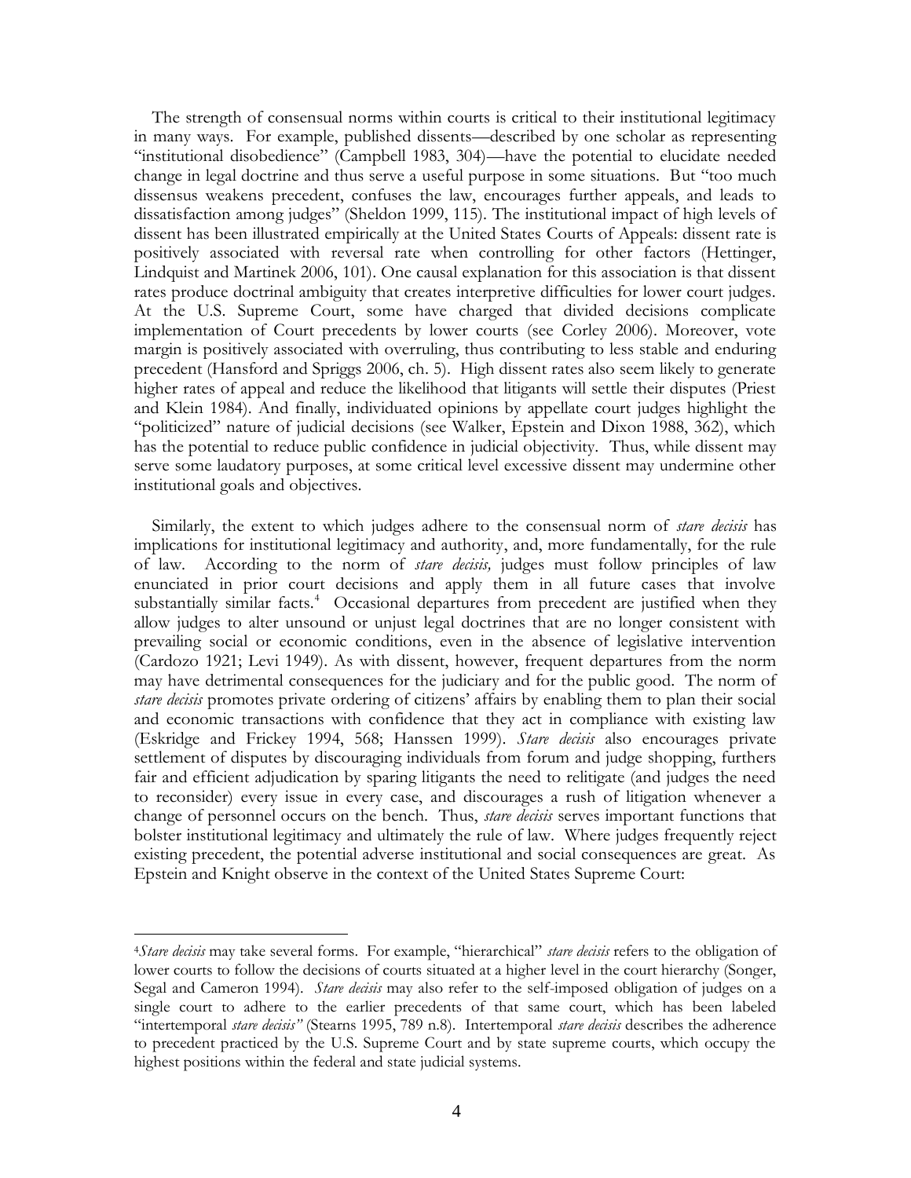The strength of consensual norms within courts is critical to their institutional legitimacy in many ways. For example, published dissents—described by one scholar as representing "institutional disobedience" (Campbell 1983, 304)—have the potential to elucidate needed change in legal doctrine and thus serve a useful purpose in some situations. But "too much dissensus weakens precedent, confuses the law, encourages further appeals, and leads to dissatisfaction among judges" (Sheldon 1999, 115). The institutional impact of high levels of dissent has been illustrated empirically at the United States Courts of Appeals: dissent rate is positively associated with reversal rate when controlling for other factors (Hettinger, Lindquist and Martinek 2006, 101). One causal explanation for this association is that dissent rates produce doctrinal ambiguity that creates interpretive difficulties for lower court judges. At the U.S. Supreme Court, some have charged that divided decisions complicate implementation of Court precedents by lower courts (see Corley 2006). Moreover, vote margin is positively associated with overruling, thus contributing to less stable and enduring precedent (Hansford and Spriggs 2006, ch. 5). High dissent rates also seem likely to generate higher rates of appeal and reduce the likelihood that litigants will settle their disputes (Priest and Klein 1984). And finally, individuated opinions by appellate court judges highlight the "politicized" nature of judicial decisions (see Walker, Epstein and Dixon 1988, 362), which has the potential to reduce public confidence in judicial objectivity. Thus, while dissent may serve some laudatory purposes, at some critical level excessive dissent may undermine other institutional goals and objectives.

Similarly, the extent to which judges adhere to the consensual norm of *stare decisis* has implications for institutional legitimacy and authority, and, more fundamentally, for the rule of law. According to the norm of *stare decisis,* judges must follow principles of law enunciated in prior court decisions and apply them in all future cases that involve substantially similar facts.[4] Occasional departures from precedent are justified when they allow judges to alter unsound or unjust legal doctrines that are no longer consistent with prevailing social or economic conditions, even in the absence of legislative intervention (Cardozo 1921; Levi 1949). As with dissent, however, frequent departures from the norm may have detrimental consequences for the judiciary and for the public good. The norm of *stare decisis* promotes private ordering of citizens' affairs by enabling them to plan their social and economic transactions with confidence that they act in compliance with existing law (Eskridge and Frickey 1994, 568; Hanssen 1999). *Stare decisis* also encourages private settlement of disputes by discouraging individuals from forum and judge shopping, furthers fair and efficient adjudication by sparing litigants the need to relitigate (and judges the need to reconsider) every issue in every case, and discourages a rush of litigation whenever a change of personnel occurs on the bench. Thus, *stare decisis* serves important functions that bolster institutional legitimacy and ultimately the rule of law. Where judges frequently reject existing precedent, the potential adverse institutional and social consequences are great. As Epstein and Knight observe in the context of the United States Supreme Court:

---

[4] *Stare decisis* may take several forms. For example, "hierarchical" *stare decisis* refers to the obligation of lower courts to follow the decisions of courts situated at a higher level in the court hierarchy (Songer, Segal and Cameron 1994). *Stare decisis* may also refer to the self-imposed obligation of judges on a single court to adhere to the earlier precedents of that same court, which has been labeled "intertemporal *stare decisis"* (Stearns 1995, 789 n.8). Intertemporal *stare decisis* describes the adherence to precedent practiced by the U.S. Supreme Court and by state supreme courts, which occupy the highest positions within the federal and state judicial systems.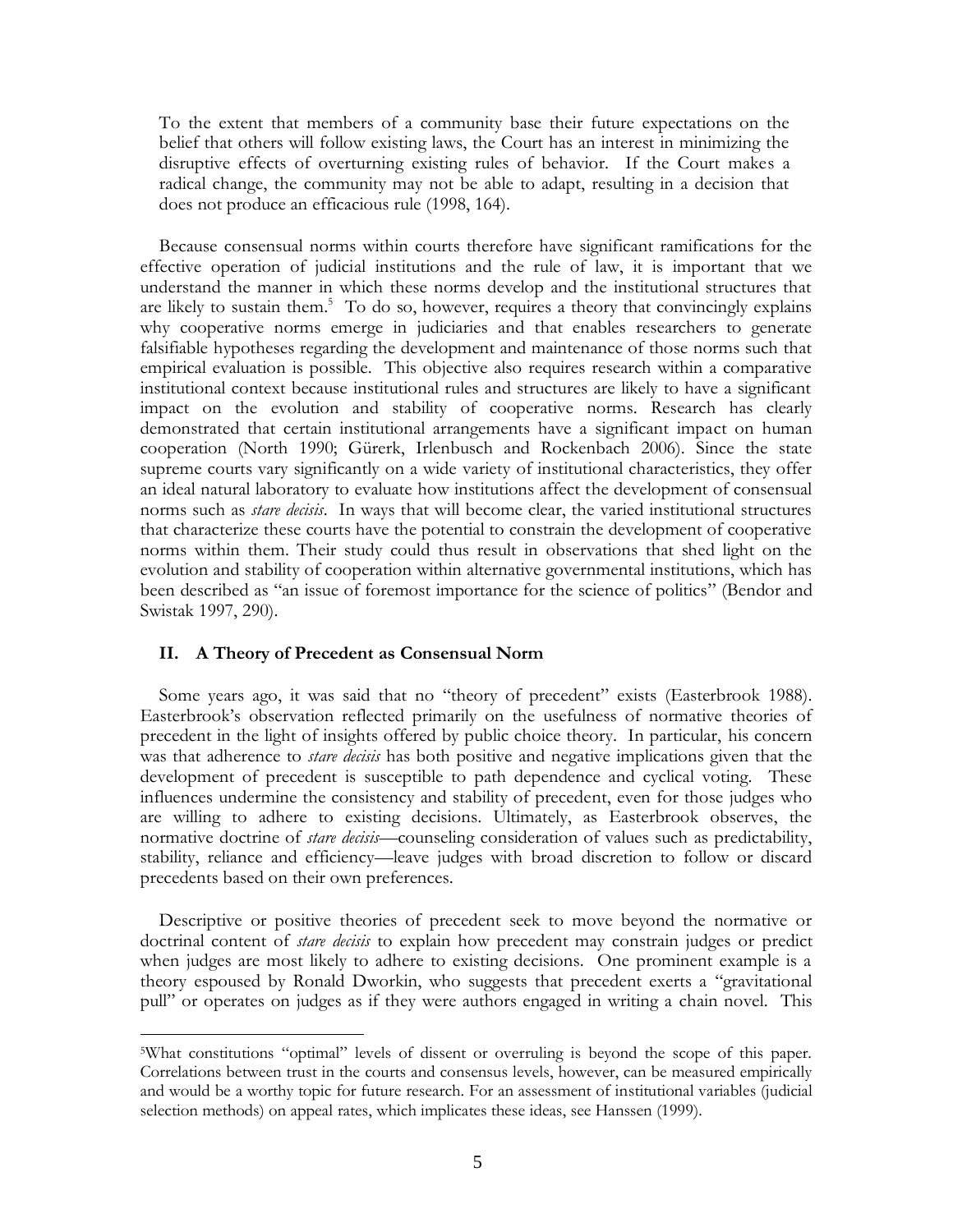> To the extent that members of a community base their future expectations on the belief that others will follow existing laws, the Court has an interest in minimizing the disruptive effects of overturning existing rules of behavior. If the Court makes a radical change, the community may not be able to adapt, resulting in a decision that does not produce an efficacious rule (1998, 164).

Because consensual norms within courts therefore have significant ramifications for the effective operation of judicial institutions and the rule of law, it is important that we understand the manner in which these norms develop and the institutional structures that are likely to sustain them.[5] To do so, however, requires a theory that convincingly explains why cooperative norms emerge in judiciaries and that enables researchers to generate falsifiable hypotheses regarding the development and maintenance of those norms such that empirical evaluation is possible. This objective also requires research within a comparative institutional context because institutional rules and structures are likely to have a significant impact on the evolution and stability of cooperative norms. Research has clearly demonstrated that certain institutional arrangements have a significant impact on human cooperation (North 1990; Gürerk, Irlenbusch and Rockenbach 2006). Since the state supreme courts vary significantly on a wide variety of institutional characteristics, they offer an ideal natural laboratory to evaluate how institutions affect the development of consensual norms such as *stare decisis*. In ways that will become clear, the varied institutional structures that characterize these courts have the potential to constrain the development of cooperative norms within them. Their study could thus result in observations that shed light on the evolution and stability of cooperation within alternative governmental institutions, which has been described as "an issue of foremost importance for the science of politics" (Bendor and Swistak 1997, 290).

## II. A Theory of Precedent as Consensual Norm

Some years ago, it was said that no "theory of precedent" exists (Easterbrook 1988). Easterbrook's observation reflected primarily on the usefulness of normative theories of precedent in the light of insights offered by public choice theory. In particular, his concern was that adherence to *stare decisis* has both positive and negative implications given that the development of precedent is susceptible to path dependence and cyclical voting. These influences undermine the consistency and stability of precedent, even for those judges who are willing to adhere to existing decisions. Ultimately, as Easterbrook observes, the normative doctrine of *stare decisis*—counseling consideration of values such as predictability, stability, reliance and efficiency—leave judges with broad discretion to follow or discard precedents based on their own preferences.

Descriptive or positive theories of precedent seek to move beyond the normative or doctrinal content of *stare decisis* to explain how precedent may constrain judges or predict when judges are most likely to adhere to existing decisions. One prominent example is a theory espoused by Ronald Dworkin, who suggests that precedent exerts a "gravitational pull" or operates on judges as if they were authors engaged in writing a chain novel. This

---

[5]What constitutions "optimal" levels of dissent or overruling is beyond the scope of this paper. Correlations between trust in the courts and consensus levels, however, can be measured empirically and would be a worthy topic for future research. For an assessment of institutional variables (judicial selection methods) on appeal rates, which implicates these ideas, see Hanssen (1999).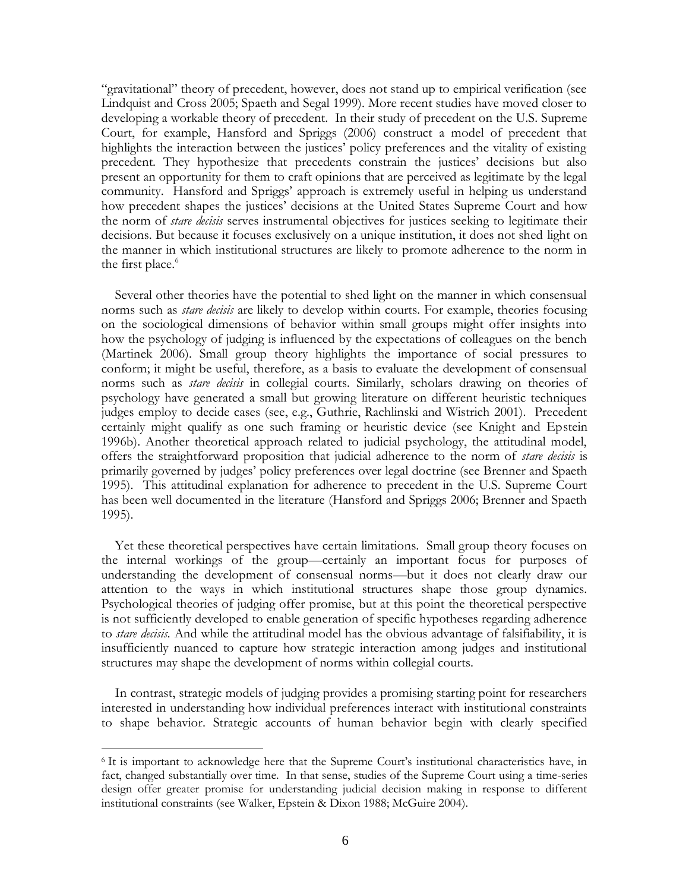"gravitational" theory of precedent, however, does not stand up to empirical verification (see Lindquist and Cross 2005; Spaeth and Segal 1999). More recent studies have moved closer to developing a workable theory of precedent. In their study of precedent on the U.S. Supreme Court, for example, Hansford and Spriggs (2006) construct a model of precedent that highlights the interaction between the justices' policy preferences and the vitality of existing precedent. They hypothesize that precedents constrain the justices' decisions but also present an opportunity for them to craft opinions that are perceived as legitimate by the legal community. Hansford and Spriggs' approach is extremely useful in helping us understand how precedent shapes the justices' decisions at the United States Supreme Court and how the norm of *stare decisis* serves instrumental objectives for justices seeking to legitimate their decisions. But because it focuses exclusively on a unique institution, it does not shed light on the manner in which institutional structures are likely to promote adherence to the norm in the first place.[6]

Several other theories have the potential to shed light on the manner in which consensual norms such as *stare decisis* are likely to develop within courts. For example, theories focusing on the sociological dimensions of behavior within small groups might offer insights into how the psychology of judging is influenced by the expectations of colleagues on the bench (Martinek 2006). Small group theory highlights the importance of social pressures to conform; it might be useful, therefore, as a basis to evaluate the development of consensual norms such as *stare decisis* in collegial courts. Similarly, scholars drawing on theories of psychology have generated a small but growing literature on different heuristic techniques judges employ to decide cases (see, e.g., Guthrie, Rachlinski and Wistrich 2001). Precedent certainly might qualify as one such framing or heuristic device (see Knight and Epstein 1996b). Another theoretical approach related to judicial psychology, the attitudinal model, offers the straightforward proposition that judicial adherence to the norm of *stare decisis* is primarily governed by judges' policy preferences over legal doctrine (see Brenner and Spaeth 1995). This attitudinal explanation for adherence to precedent in the U.S. Supreme Court has been well documented in the literature (Hansford and Spriggs 2006; Brenner and Spaeth 1995).

Yet these theoretical perspectives have certain limitations. Small group theory focuses on the internal workings of the group—certainly an important focus for purposes of understanding the development of consensual norms—but it does not clearly draw our attention to the ways in which institutional structures shape those group dynamics. Psychological theories of judging offer promise, but at this point the theoretical perspective is not sufficiently developed to enable generation of specific hypotheses regarding adherence to *stare decisis*. And while the attitudinal model has the obvious advantage of falsifiability, it is insufficiently nuanced to capture how strategic interaction among judges and institutional structures may shape the development of norms within collegial courts.

In contrast, strategic models of judging provides a promising starting point for researchers interested in understanding how individual preferences interact with institutional constraints to shape behavior. Strategic accounts of human behavior begin with clearly specified

[6] It is important to acknowledge here that the Supreme Court's institutional characteristics have, in fact, changed substantially over time. In that sense, studies of the Supreme Court using a time-series design offer greater promise for understanding judicial decision making in response to different institutional constraints (see Walker, Epstein & Dixon 1988; McGuire 2004).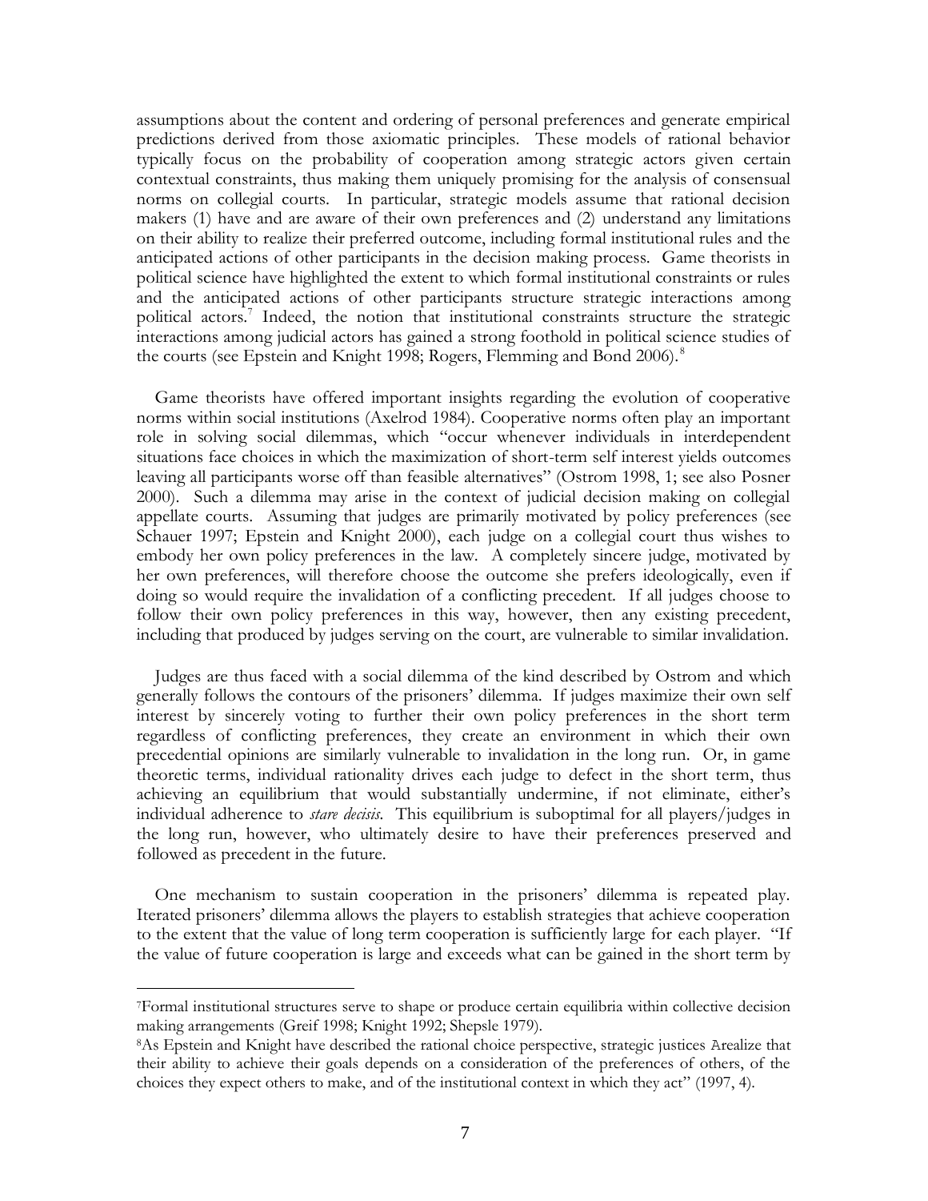assumptions about the content and ordering of personal preferences and generate empirical predictions derived from those axiomatic principles. These models of rational behavior typically focus on the probability of cooperation among strategic actors given certain contextual constraints, thus making them uniquely promising for the analysis of consensual norms on collegial courts. In particular, strategic models assume that rational decision makers (1) have and are aware of their own preferences and (2) understand any limitations on their ability to realize their preferred outcome, including formal institutional rules and the anticipated actions of other participants in the decision making process. Game theorists in political science have highlighted the extent to which formal institutional constraints or rules and the anticipated actions of other participants structure strategic interactions among political actors.[7] Indeed, the notion that institutional constraints structure the strategic interactions among judicial actors has gained a strong foothold in political science studies of the courts (see Epstein and Knight 1998; Rogers, Flemming and Bond 2006).[8]

Game theorists have offered important insights regarding the evolution of cooperative norms within social institutions (Axelrod 1984). Cooperative norms often play an important role in solving social dilemmas, which "occur whenever individuals in interdependent situations face choices in which the maximization of short-term self interest yields outcomes leaving all participants worse off than feasible alternatives" (Ostrom 1998, 1; see also Posner 2000). Such a dilemma may arise in the context of judicial decision making on collegial appellate courts. Assuming that judges are primarily motivated by policy preferences (see Schauer 1997; Epstein and Knight 2000), each judge on a collegial court thus wishes to embody her own policy preferences in the law. A completely sincere judge, motivated by her own preferences, will therefore choose the outcome she prefers ideologically, even if doing so would require the invalidation of a conflicting precedent. If all judges choose to follow their own policy preferences in this way, however, then any existing precedent, including that produced by judges serving on the court, are vulnerable to similar invalidation.

Judges are thus faced with a social dilemma of the kind described by Ostrom and which generally follows the contours of the prisoners' dilemma. If judges maximize their own self interest by sincerely voting to further their own policy preferences in the short term regardless of conflicting preferences, they create an environment in which their own precedential opinions are similarly vulnerable to invalidation in the long run. Or, in game theoretic terms, individual rationality drives each judge to defect in the short term, thus achieving an equilibrium that would substantially undermine, if not eliminate, either's individual adherence to *stare decisis*. This equilibrium is suboptimal for all players/judges in the long run, however, who ultimately desire to have their preferences preserved and followed as precedent in the future.

One mechanism to sustain cooperation in the prisoners' dilemma is repeated play. Iterated prisoners' dilemma allows the players to establish strategies that achieve cooperation to the extent that the value of long term cooperation is sufficiently large for each player. "If the value of future cooperation is large and exceeds what can be gained in the short term by

---

[7]Formal institutional structures serve to shape or produce certain equilibria within collective decision making arrangements (Greif 1998; Knight 1992; Shepsle 1979).

[8]As Epstein and Knight have described the rational choice perspective, strategic justices Arealize that their ability to achieve their goals depends on a consideration of the preferences of others, of the choices they expect others to make, and of the institutional context in which they act" (1997, 4).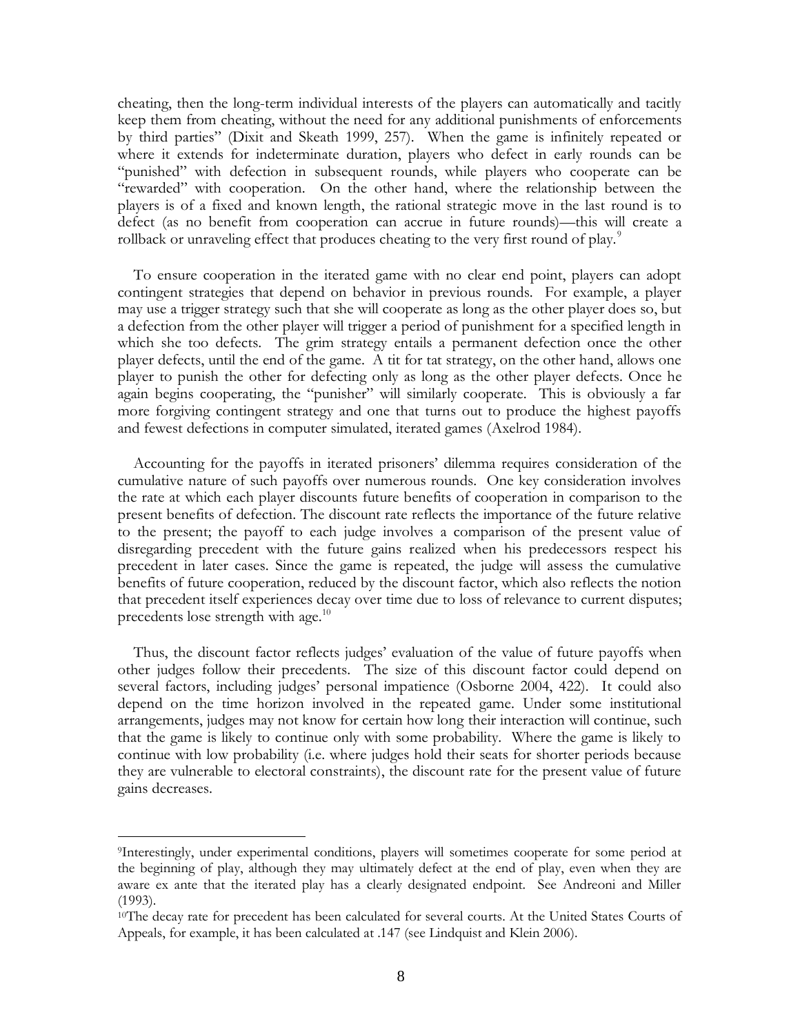cheating, then the long-term individual interests of the players can automatically and tacitly keep them from cheating, without the need for any additional punishments of enforcements by third parties" (Dixit and Skeath 1999, 257). When the game is infinitely repeated or where it extends for indeterminate duration, players who defect in early rounds can be "punished" with defection in subsequent rounds, while players who cooperate can be "rewarded" with cooperation. On the other hand, where the relationship between the players is of a fixed and known length, the rational strategic move in the last round is to defect (as no benefit from cooperation can accrue in future rounds)—this will create a rollback or unraveling effect that produces cheating to the very first round of play.[9]

To ensure cooperation in the iterated game with no clear end point, players can adopt contingent strategies that depend on behavior in previous rounds. For example, a player may use a trigger strategy such that she will cooperate as long as the other player does so, but a defection from the other player will trigger a period of punishment for a specified length in which she too defects. The grim strategy entails a permanent defection once the other player defects, until the end of the game. A tit for tat strategy, on the other hand, allows one player to punish the other for defecting only as long as the other player defects. Once he again begins cooperating, the "punisher" will similarly cooperate. This is obviously a far more forgiving contingent strategy and one that turns out to produce the highest payoffs and fewest defections in computer simulated, iterated games (Axelrod 1984).

Accounting for the payoffs in iterated prisoners' dilemma requires consideration of the cumulative nature of such payoffs over numerous rounds. One key consideration involves the rate at which each player discounts future benefits of cooperation in comparison to the present benefits of defection. The discount rate reflects the importance of the future relative to the present; the payoff to each judge involves a comparison of the present value of disregarding precedent with the future gains realized when his predecessors respect his precedent in later cases. Since the game is repeated, the judge will assess the cumulative benefits of future cooperation, reduced by the discount factor, which also reflects the notion that precedent itself experiences decay over time due to loss of relevance to current disputes; precedents lose strength with age.[10]

Thus, the discount factor reflects judges' evaluation of the value of future payoffs when other judges follow their precedents. The size of this discount factor could depend on several factors, including judges' personal impatience (Osborne 2004, 422). It could also depend on the time horizon involved in the repeated game. Under some institutional arrangements, judges may not know for certain how long their interaction will continue, such that the game is likely to continue only with some probability. Where the game is likely to continue with low probability (i.e. where judges hold their seats for shorter periods because they are vulnerable to electoral constraints), the discount rate for the present value of future gains decreases.

---

[9]Interestingly, under experimental conditions, players will sometimes cooperate for some period at the beginning of play, although they may ultimately defect at the end of play, even when they are aware ex ante that the iterated play has a clearly designated endpoint. See Andreoni and Miller (1993).

[10]The decay rate for precedent has been calculated for several courts. At the United States Courts of Appeals, for example, it has been calculated at .147 (see Lindquist and Klein 2006).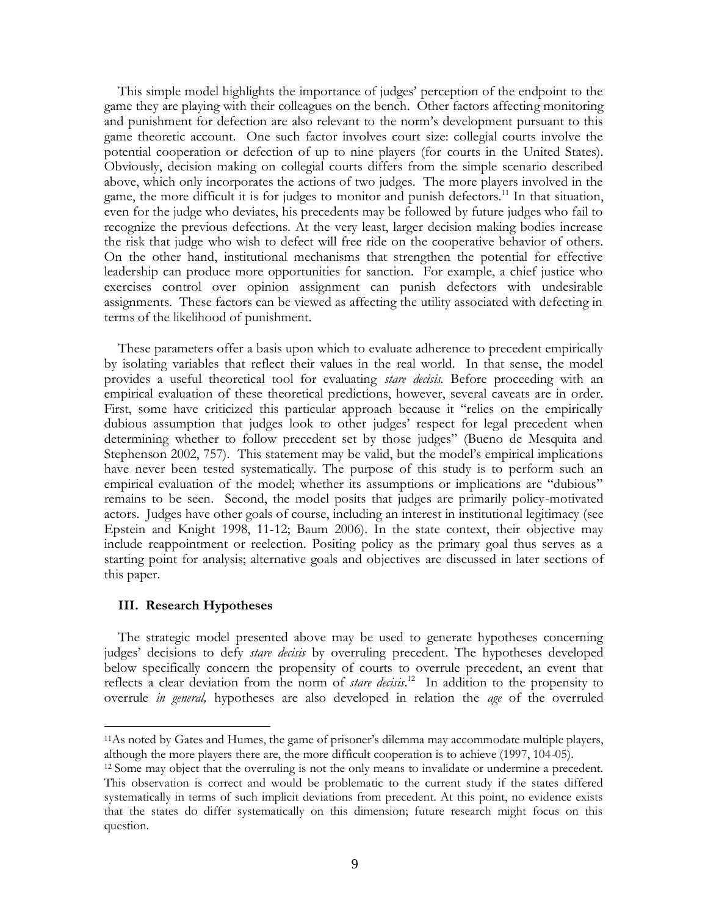This simple model highlights the importance of judges' perception of the endpoint to the game they are playing with their colleagues on the bench. Other factors affecting monitoring and punishment for defection are also relevant to the norm's development pursuant to this game theoretic account. One such factor involves court size: collegial courts involve the potential cooperation or defection of up to nine players (for courts in the United States). Obviously, decision making on collegial courts differs from the simple scenario described above, which only incorporates the actions of two judges. The more players involved in the game, the more difficult it is for judges to monitor and punish defectors.[11] In that situation, even for the judge who deviates, his precedents may be followed by future judges who fail to recognize the previous defections. At the very least, larger decision making bodies increase the risk that judge who wish to defect will free ride on the cooperative behavior of others. On the other hand, institutional mechanisms that strengthen the potential for effective leadership can produce more opportunities for sanction. For example, a chief justice who exercises control over opinion assignment can punish defectors with undesirable assignments. These factors can be viewed as affecting the utility associated with defecting in terms of the likelihood of punishment.

These parameters offer a basis upon which to evaluate adherence to precedent empirically by isolating variables that reflect their values in the real world. In that sense, the model provides a useful theoretical tool for evaluating *stare decisis*. Before proceeding with an empirical evaluation of these theoretical predictions, however, several caveats are in order. First, some have criticized this particular approach because it "relies on the empirically dubious assumption that judges look to other judges' respect for legal precedent when determining whether to follow precedent set by those judges" (Bueno de Mesquita and Stephenson 2002, 757). This statement may be valid, but the model's empirical implications have never been tested systematically. The purpose of this study is to perform such an empirical evaluation of the model; whether its assumptions or implications are "dubious" remains to be seen. Second, the model posits that judges are primarily policy-motivated actors. Judges have other goals of course, including an interest in institutional legitimacy (see Epstein and Knight 1998, 11-12; Baum 2006). In the state context, their objective may include reappointment or reelection. Positing policy as the primary goal thus serves as a starting point for analysis; alternative goals and objectives are discussed in later sections of this paper.

## III. Research Hypotheses

The strategic model presented above may be used to generate hypotheses concerning judges' decisions to defy *stare decisis* by overruling precedent. The hypotheses developed below specifically concern the propensity of courts to overrule precedent, an event that reflects a clear deviation from the norm of *stare decisis*.[12] In addition to the propensity to overrule *in general,* hypotheses are also developed in relation the *age* of the overruled

---

[11] As noted by Gates and Humes, the game of prisoner's dilemma may accommodate multiple players, although the more players there are, the more difficult cooperation is to achieve (1997, 104-05).

[12] Some may object that the overruling is not the only means to invalidate or undermine a precedent. This observation is correct and would be problematic to the current study if the states differed systematically in terms of such implicit deviations from precedent. At this point, no evidence exists that the states do differ systematically on this dimension; future research might focus on this question.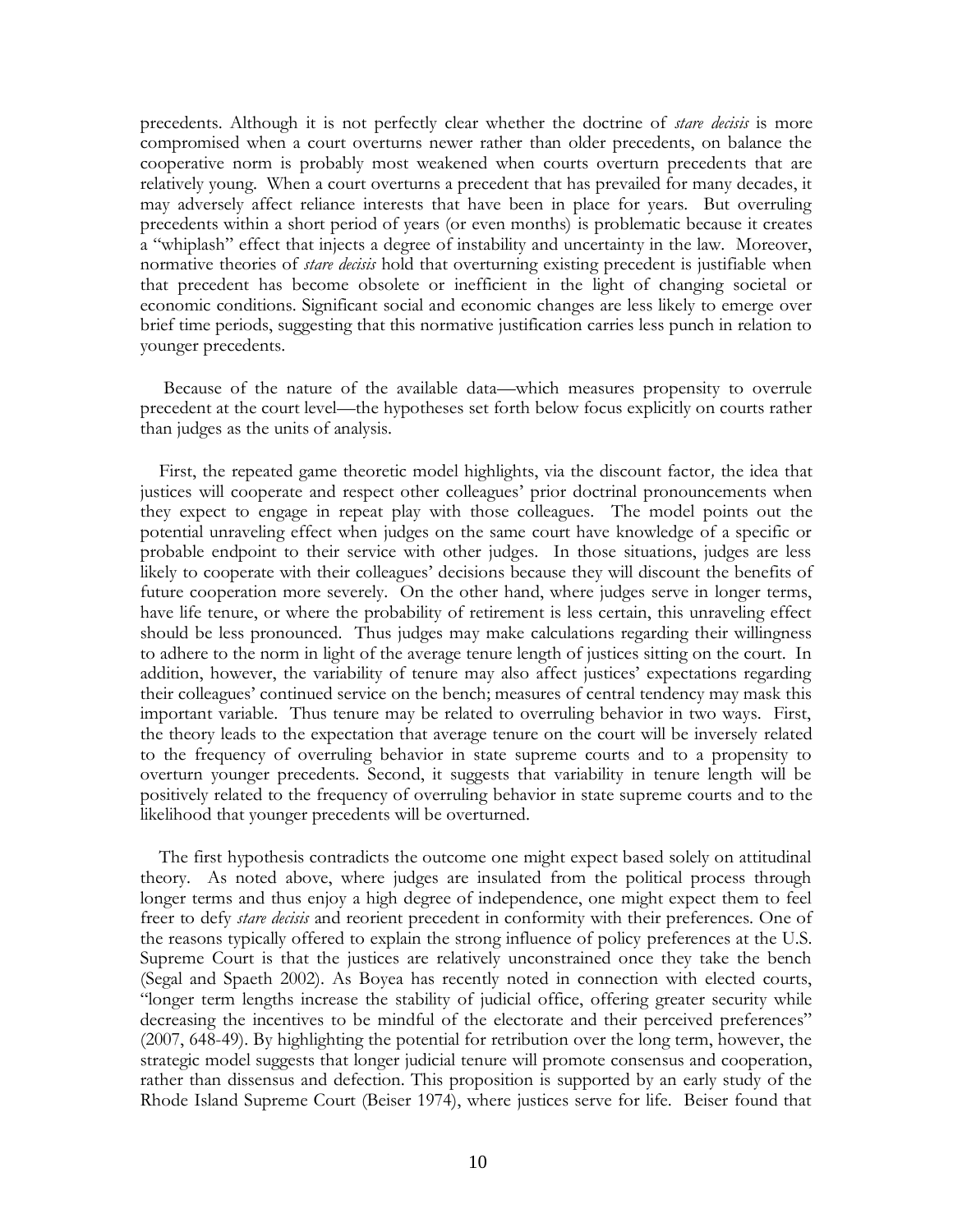precedents. Although it is not perfectly clear whether the doctrine of *stare decisis* is more compromised when a court overturns newer rather than older precedents, on balance the cooperative norm is probably most weakened when courts overturn precedents that are relatively young. When a court overturns a precedent that has prevailed for many decades, it may adversely affect reliance interests that have been in place for years. But overruling precedents within a short period of years (or even months) is problematic because it creates a "whiplash" effect that injects a degree of instability and uncertainty in the law. Moreover, normative theories of *stare decisis* hold that overturning existing precedent is justifiable when that precedent has become obsolete or inefficient in the light of changing societal or economic conditions. Significant social and economic changes are less likely to emerge over brief time periods, suggesting that this normative justification carries less punch in relation to younger precedents.

Because of the nature of the available data—which measures propensity to overrule precedent at the court level—the hypotheses set forth below focus explicitly on courts rather than judges as the units of analysis.

First, the repeated game theoretic model highlights, via the discount factor, the idea that justices will cooperate and respect other colleagues' prior doctrinal pronouncements when they expect to engage in repeat play with those colleagues. The model points out the potential unraveling effect when judges on the same court have knowledge of a specific or probable endpoint to their service with other judges. In those situations, judges are less likely to cooperate with their colleagues' decisions because they will discount the benefits of future cooperation more severely. On the other hand, where judges serve in longer terms, have life tenure, or where the probability of retirement is less certain, this unraveling effect should be less pronounced. Thus judges may make calculations regarding their willingness to adhere to the norm in light of the average tenure length of justices sitting on the court. In addition, however, the variability of tenure may also affect justices' expectations regarding their colleagues' continued service on the bench; measures of central tendency may mask this important variable. Thus tenure may be related to overruling behavior in two ways. First, the theory leads to the expectation that average tenure on the court will be inversely related to the frequency of overruling behavior in state supreme courts and to a propensity to overturn younger precedents. Second, it suggests that variability in tenure length will be positively related to the frequency of overruling behavior in state supreme courts and to the likelihood that younger precedents will be overturned.

The first hypothesis contradicts the outcome one might expect based solely on attitudinal theory. As noted above, where judges are insulated from the political process through longer terms and thus enjoy a high degree of independence, one might expect them to feel freer to defy *stare decisis* and reorient precedent in conformity with their preferences. One of the reasons typically offered to explain the strong influence of policy preferences at the U.S. Supreme Court is that the justices are relatively unconstrained once they take the bench (Segal and Spaeth 2002). As Boyea has recently noted in connection with elected courts, "longer term lengths increase the stability of judicial office, offering greater security while decreasing the incentives to be mindful of the electorate and their perceived preferences" (2007, 648-49). By highlighting the potential for retribution over the long term, however, the strategic model suggests that longer judicial tenure will promote consensus and cooperation, rather than dissensus and defection. This proposition is supported by an early study of the Rhode Island Supreme Court (Beiser 1974), where justices serve for life. Beiser found that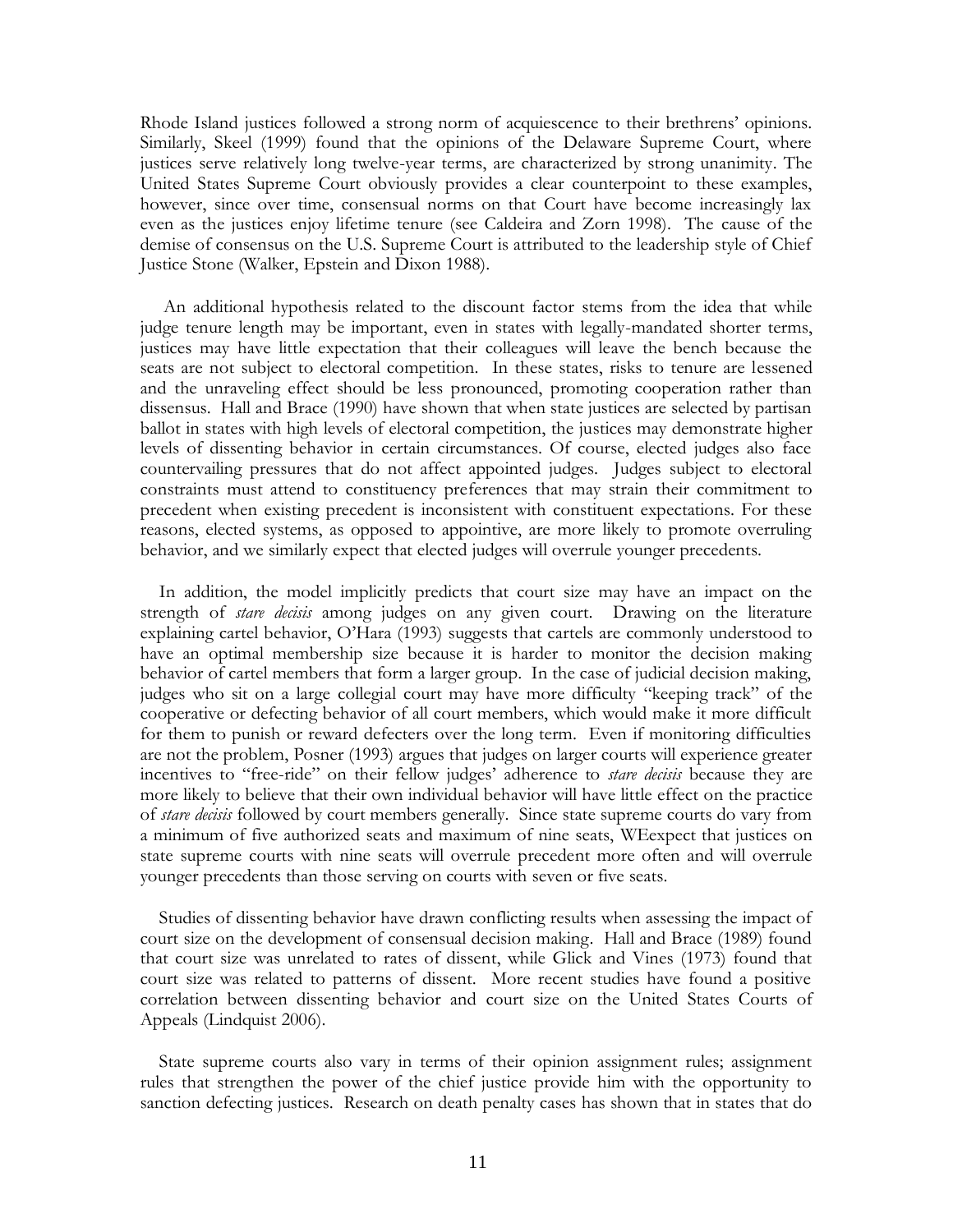Rhode Island justices followed a strong norm of acquiescence to their brethrens' opinions. Similarly, Skeel (1999) found that the opinions of the Delaware Supreme Court, where justices serve relatively long twelve-year terms, are characterized by strong unanimity. The United States Supreme Court obviously provides a clear counterpoint to these examples, however, since over time, consensual norms on that Court have become increasingly lax even as the justices enjoy lifetime tenure (see Caldeira and Zorn 1998). The cause of the demise of consensus on the U.S. Supreme Court is attributed to the leadership style of Chief Justice Stone (Walker, Epstein and Dixon 1988).

An additional hypothesis related to the discount factor stems from the idea that while judge tenure length may be important, even in states with legally-mandated shorter terms, justices may have little expectation that their colleagues will leave the bench because the seats are not subject to electoral competition. In these states, risks to tenure are lessened and the unraveling effect should be less pronounced, promoting cooperation rather than dissensus. Hall and Brace (1990) have shown that when state justices are selected by partisan ballot in states with high levels of electoral competition, the justices may demonstrate higher levels of dissenting behavior in certain circumstances. Of course, elected judges also face countervailing pressures that do not affect appointed judges. Judges subject to electoral constraints must attend to constituency preferences that may strain their commitment to precedent when existing precedent is inconsistent with constituent expectations. For these reasons, elected systems, as opposed to appointive, are more likely to promote overruling behavior, and we similarly expect that elected judges will overrule younger precedents.

In addition, the model implicitly predicts that court size may have an impact on the strength of *stare decisis* among judges on any given court. Drawing on the literature explaining cartel behavior, O'Hara (1993) suggests that cartels are commonly understood to have an optimal membership size because it is harder to monitor the decision making behavior of cartel members that form a larger group. In the case of judicial decision making, judges who sit on a large collegial court may have more difficulty "keeping track" of the cooperative or defecting behavior of all court members, which would make it more difficult for them to punish or reward defecters over the long term. Even if monitoring difficulties are not the problem, Posner (1993) argues that judges on larger courts will experience greater incentives to "free-ride" on their fellow judges' adherence to *stare decisis* because they are more likely to believe that their own individual behavior will have little effect on the practice of *stare decisis* followed by court members generally. Since state supreme courts do vary from a minimum of five authorized seats and maximum of nine seats, WEexpect that justices on state supreme courts with nine seats will overrule precedent more often and will overrule younger precedents than those serving on courts with seven or five seats.

Studies of dissenting behavior have drawn conflicting results when assessing the impact of court size on the development of consensual decision making. Hall and Brace (1989) found that court size was unrelated to rates of dissent, while Glick and Vines (1973) found that court size was related to patterns of dissent. More recent studies have found a positive correlation between dissenting behavior and court size on the United States Courts of Appeals (Lindquist 2006).

State supreme courts also vary in terms of their opinion assignment rules; assignment rules that strengthen the power of the chief justice provide him with the opportunity to sanction defecting justices. Research on death penalty cases has shown that in states that do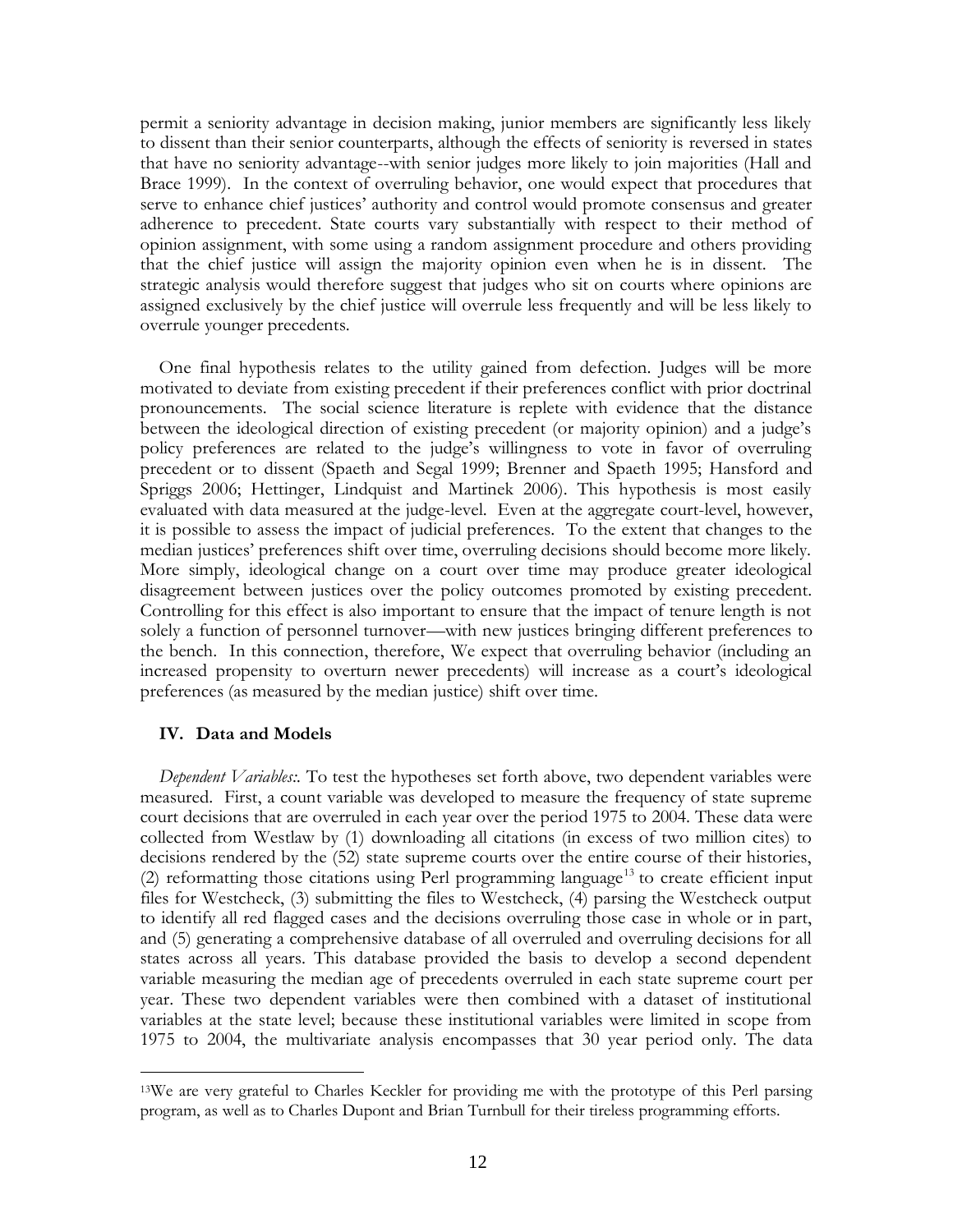permit a seniority advantage in decision making, junior members are significantly less likely to dissent than their senior counterparts, although the effects of seniority is reversed in states that have no seniority advantage--with senior judges more likely to join majorities (Hall and Brace 1999). In the context of overruling behavior, one would expect that procedures that serve to enhance chief justices' authority and control would promote consensus and greater adherence to precedent. State courts vary substantially with respect to their method of opinion assignment, with some using a random assignment procedure and others providing that the chief justice will assign the majority opinion even when he is in dissent. The strategic analysis would therefore suggest that judges who sit on courts where opinions are assigned exclusively by the chief justice will overrule less frequently and will be less likely to overrule younger precedents.

One final hypothesis relates to the utility gained from defection. Judges will be more motivated to deviate from existing precedent if their preferences conflict with prior doctrinal pronouncements. The social science literature is replete with evidence that the distance between the ideological direction of existing precedent (or majority opinion) and a judge's policy preferences are related to the judge's willingness to vote in favor of overruling precedent or to dissent (Spaeth and Segal 1999; Brenner and Spaeth 1995; Hansford and Spriggs 2006; Hettinger, Lindquist and Martinek 2006). This hypothesis is most easily evaluated with data measured at the judge-level. Even at the aggregate court-level, however, it is possible to assess the impact of judicial preferences. To the extent that changes to the median justices' preferences shift over time, overruling decisions should become more likely. More simply, ideological change on a court over time may produce greater ideological disagreement between justices over the policy outcomes promoted by existing precedent. Controlling for this effect is also important to ensure that the impact of tenure length is not solely a function of personnel turnover—with new justices bringing different preferences to the bench. In this connection, therefore, We expect that overruling behavior (including an increased propensity to overturn newer precedents) will increase as a court's ideological preferences (as measured by the median justice) shift over time.

## IV. Data and Models

*Dependent Variables:.* To test the hypotheses set forth above, two dependent variables were measured. First, a count variable was developed to measure the frequency of state supreme court decisions that are overruled in each year over the period 1975 to 2004. These data were collected from Westlaw by (1) downloading all citations (in excess of two million cites) to decisions rendered by the (52) state supreme courts over the entire course of their histories, (2) reformatting those citations using Perl programming language[13] to create efficient input files for Westcheck, (3) submitting the files to Westcheck, (4) parsing the Westcheck output to identify all red flagged cases and the decisions overruling those case in whole or in part, and (5) generating a comprehensive database of all overruled and overruling decisions for all states across all years. This database provided the basis to develop a second dependent variable measuring the median age of precedents overruled in each state supreme court per year. These two dependent variables were then combined with a dataset of institutional variables at the state level; because these institutional variables were limited in scope from 1975 to 2004, the multivariate analysis encompasses that 30 year period only. The data

[13]We are very grateful to Charles Keckler for providing me with the prototype of this Perl parsing program, as well as to Charles Dupont and Brian Turnbull for their tireless programming efforts.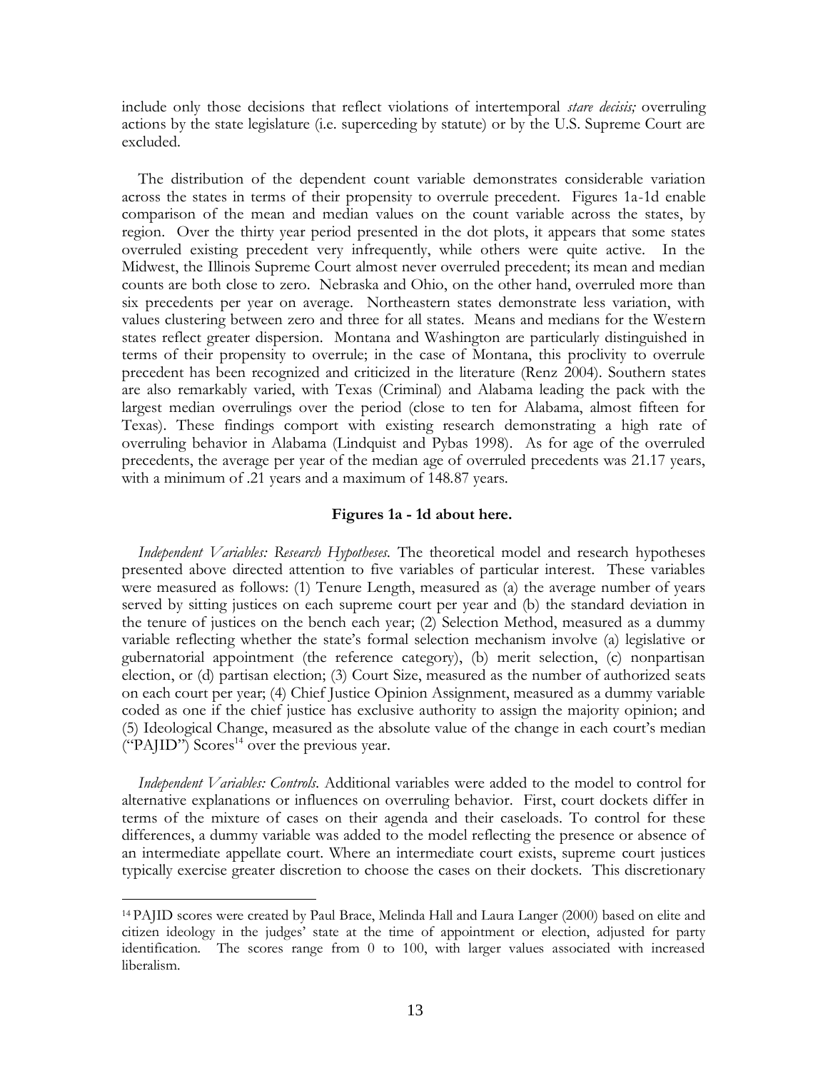include only those decisions that reflect violations of intertemporal *stare decisis;* overruling actions by the state legislature (i.e. superceding by statute) or by the U.S. Supreme Court are excluded.

The distribution of the dependent count variable demonstrates considerable variation across the states in terms of their propensity to overrule precedent. Figures 1a-1d enable comparison of the mean and median values on the count variable across the states, by region. Over the thirty year period presented in the dot plots, it appears that some states overruled existing precedent very infrequently, while others were quite active. In the Midwest, the Illinois Supreme Court almost never overruled precedent; its mean and median counts are both close to zero. Nebraska and Ohio, on the other hand, overruled more than six precedents per year on average. Northeastern states demonstrate less variation, with values clustering between zero and three for all states. Means and medians for the Western states reflect greater dispersion. Montana and Washington are particularly distinguished in terms of their propensity to overrule; in the case of Montana, this proclivity to overrule precedent has been recognized and criticized in the literature (Renz 2004). Southern states are also remarkably varied, with Texas (Criminal) and Alabama leading the pack with the largest median overrulings over the period (close to ten for Alabama, almost fifteen for Texas). These findings comport with existing research demonstrating a high rate of overruling behavior in Alabama (Lindquist and Pybas 1998). As for age of the overruled precedents, the average per year of the median age of overruled precedents was 21.17 years, with a minimum of .21 years and a maximum of 148.87 years.

**Figures 1a - 1d about here.**

*Independent Variables: Research Hypotheses.* The theoretical model and research hypotheses presented above directed attention to five variables of particular interest. These variables were measured as follows: (1) Tenure Length, measured as (a) the average number of years served by sitting justices on each supreme court per year and (b) the standard deviation in the tenure of justices on the bench each year; (2) Selection Method, measured as a dummy variable reflecting whether the state's formal selection mechanism involve (a) legislative or gubernatorial appointment (the reference category), (b) merit selection, (c) nonpartisan election, or (d) partisan election; (3) Court Size, measured as the number of authorized seats on each court per year; (4) Chief Justice Opinion Assignment, measured as a dummy variable coded as one if the chief justice has exclusive authority to assign the majority opinion; and (5) Ideological Change, measured as the absolute value of the change in each court's median ("PAJID") Scores[14] over the previous year.

*Independent Variables: Controls.* Additional variables were added to the model to control for alternative explanations or influences on overruling behavior. First, court dockets differ in terms of the mixture of cases on their agenda and their caseloads. To control for these differences, a dummy variable was added to the model reflecting the presence or absence of an intermediate appellate court. Where an intermediate court exists, supreme court justices typically exercise greater discretion to choose the cases on their dockets. This discretionary

[14] PAJID scores were created by Paul Brace, Melinda Hall and Laura Langer (2000) based on elite and citizen ideology in the judges' state at the time of appointment or election, adjusted for party identification. The scores range from 0 to 100, with larger values associated with increased liberalism.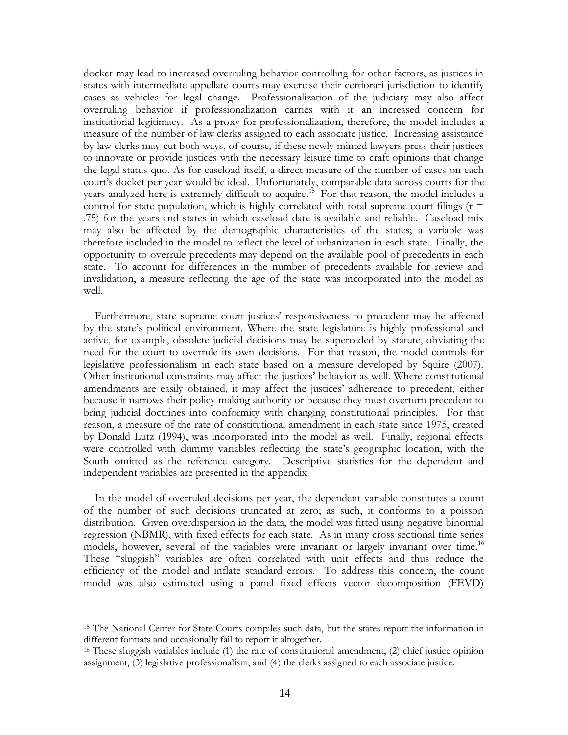docket may lead to increased overruling behavior controlling for other factors, as justices in states with intermediate appellate courts may exercise their certiorari jurisdiction to identify cases as vehicles for legal change. Professionalization of the judiciary may also affect overruling behavior if professionalization carries with it an increased concern for institutional legitimacy. As a proxy for professionalization, therefore, the model includes a measure of the number of law clerks assigned to each associate justice. Increasing assistance by law clerks may cut both ways, of course, if these newly minted lawyers press their justices to innovate or provide justices with the necessary leisure time to craft opinions that change the legal status quo. As for caseload itself, a direct measure of the number of cases on each court's docket per year would be ideal. Unfortunately, comparable data across courts for the years analyzed here is extremely difficult to acquire.[15] For that reason, the model includes a control for state population, which is highly correlated with total supreme court filings ($r = .75$) for the years and states in which caseload date is available and reliable. Caseload mix may also be affected by the demographic characteristics of the states; a variable was therefore included in the model to reflect the level of urbanization in each state. Finally, the opportunity to overrule precedents may depend on the available pool of precedents in each state. To account for differences in the number of precedents available for review and invalidation, a measure reflecting the age of the state was incorporated into the model as well.

Furthermore, state supreme court justices' responsiveness to precedent may be affected by the state's political environment. Where the state legislature is highly professional and active, for example, obsolete judicial decisions may be superceded by statute, obviating the need for the court to overrule its own decisions. For that reason, the model controls for legislative professionalism in each state based on a measure developed by Squire (2007). Other institutional constraints may affect the justices' behavior as well. Where constitutional amendments are easily obtained, it may affect the justices' adherence to precedent, either because it narrows their policy making authority or because they must overturn precedent to bring judicial doctrines into conformity with changing constitutional principles. For that reason, a measure of the rate of constitutional amendment in each state since 1975, created by Donald Lutz (1994), was incorporated into the model as well. Finally, regional effects were controlled with dummy variables reflecting the state's geographic location, with the South omitted as the reference category. Descriptive statistics for the dependent and independent variables are presented in the appendix.

In the model of overruled decisions per year, the dependent variable constitutes a count of the number of such decisions truncated at zero; as such, it conforms to a poisson distribution. Given overdispersion in the data, the model was fitted using negative binomial regression (NBMR), with fixed effects for each state. As in many cross sectional time series models, however, several of the variables were invariant or largely invariant over time.[16] These "sluggish" variables are often correlated with unit effects and thus reduce the efficiency of the model and inflate standard errors. To address this concern, the count model was also estimated using a panel fixed effects vector decomposition (FEVD)

[15] The National Center for State Courts compiles such data, but the states report the information in different formats and occasionally fail to report it altogether.

[16] These sluggish variables include (1) the rate of constitutional amendment, (2) chief justice opinion assignment, (3) legislative professionalism, and (4) the clerks assigned to each associate justice.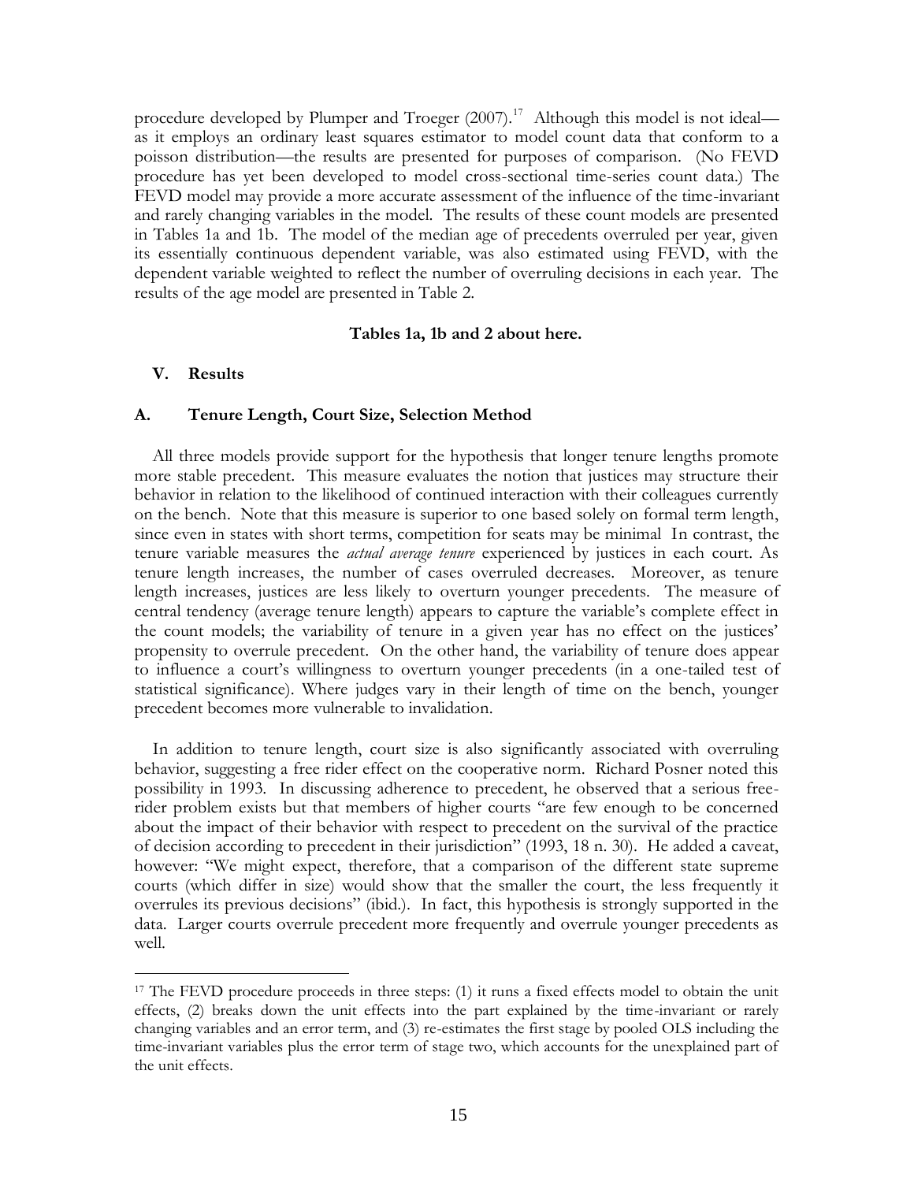procedure developed by Plumper and Troeger (2007).[17] Although this model is not ideal—as it employs an ordinary least squares estimator to model count data that conform to a poisson distribution—the results are presented for purposes of comparison. (No FEVD procedure has yet been developed to model cross-sectional time-series count data.) The FEVD model may provide a more accurate assessment of the influence of the time-invariant and rarely changing variables in the model. The results of these count models are presented in Tables 1a and 1b. The model of the median age of precedents overruled per year, given its essentially continuous dependent variable, was also estimated using FEVD, with the dependent variable weighted to reflect the number of overruling decisions in each year. The results of the age model are presented in Table 2.

**Tables 1a, 1b and 2 about here.**

## V. Results

### A. Tenure Length, Court Size, Selection Method

All three models provide support for the hypothesis that longer tenure lengths promote more stable precedent. This measure evaluates the notion that justices may structure their behavior in relation to the likelihood of continued interaction with their colleagues currently on the bench. Note that this measure is superior to one based solely on formal term length, since even in states with short terms, competition for seats may be minimal In contrast, the tenure variable measures the *actual average tenure* experienced by justices in each court. As tenure length increases, the number of cases overruled decreases. Moreover, as tenure length increases, justices are less likely to overturn younger precedents. The measure of central tendency (average tenure length) appears to capture the variable's complete effect in the count models; the variability of tenure in a given year has no effect on the justices' propensity to overrule precedent. On the other hand, the variability of tenure does appear to influence a court's willingness to overturn younger precedents (in a one-tailed test of statistical significance). Where judges vary in their length of time on the bench, younger precedent becomes more vulnerable to invalidation.

In addition to tenure length, court size is also significantly associated with overruling behavior, suggesting a free rider effect on the cooperative norm. Richard Posner noted this possibility in 1993. In discussing adherence to precedent, he observed that a serious free-rider problem exists but that members of higher courts "are few enough to be concerned about the impact of their behavior with respect to precedent on the survival of the practice of decision according to precedent in their jurisdiction" (1993, 18 n. 30). He added a caveat, however: "We might expect, therefore, that a comparison of the different state supreme courts (which differ in size) would show that the smaller the court, the less frequently it overrules its previous decisions" (ibid.). In fact, this hypothesis is strongly supported in the data. Larger courts overrule precedent more frequently and overrule younger precedents as well.

---

[17] The FEVD procedure proceeds in three steps: (1) it runs a fixed effects model to obtain the unit effects, (2) breaks down the unit effects into the part explained by the time-invariant or rarely changing variables and an error term, and (3) re-estimates the first stage by pooled OLS including the time-invariant variables plus the error term of stage two, which accounts for the unexplained part of the unit effects.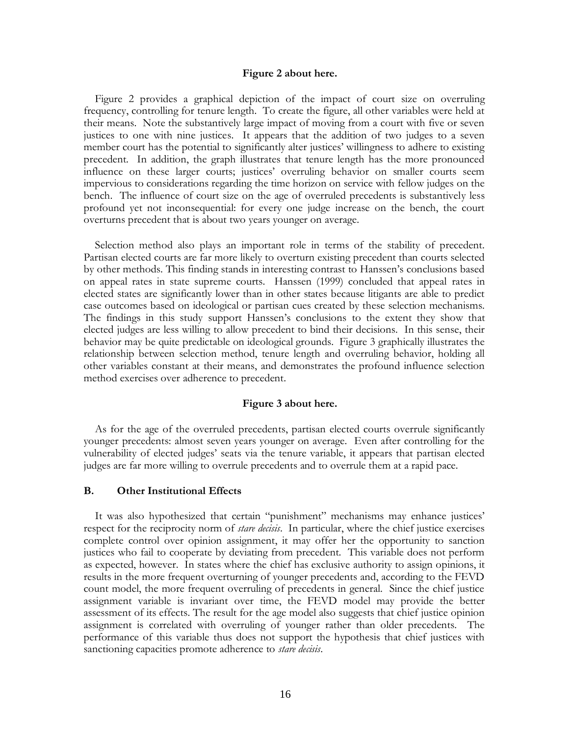**Figure 2 about here.**

Figure 2 provides a graphical depiction of the impact of court size on overruling frequency, controlling for tenure length. To create the figure, all other variables were held at their means. Note the substantively large impact of moving from a court with five or seven justices to one with nine justices. It appears that the addition of two judges to a seven member court has the potential to significantly alter justices' willingness to adhere to existing precedent. In addition, the graph illustrates that tenure length has the more pronounced influence on these larger courts; justices' overruling behavior on smaller courts seem impervious to considerations regarding the time horizon on service with fellow judges on the bench. The influence of court size on the age of overruled precedents is substantively less profound yet not inconsequential: for every one judge increase on the bench, the court overturns precedent that is about two years younger on average.

Selection method also plays an important role in terms of the stability of precedent. Partisan elected courts are far more likely to overturn existing precedent than courts selected by other methods. This finding stands in interesting contrast to Hanssen's conclusions based on appeal rates in state supreme courts. Hanssen (1999) concluded that appeal rates in elected states are significantly lower than in other states because litigants are able to predict case outcomes based on ideological or partisan cues created by these selection mechanisms. The findings in this study support Hanssen's conclusions to the extent they show that elected judges are less willing to allow precedent to bind their decisions. In this sense, their behavior may be quite predictable on ideological grounds. Figure 3 graphically illustrates the relationship between selection method, tenure length and overruling behavior, holding all other variables constant at their means, and demonstrates the profound influence selection method exercises over adherence to precedent.

**Figure 3 about here.**

As for the age of the overruled precedents, partisan elected courts overrule significantly younger precedents: almost seven years younger on average. Even after controlling for the vulnerability of elected judges' seats via the tenure variable, it appears that partisan elected judges are far more willing to overrule precedents and to overrule them at a rapid pace.

### B. Other Institutional Effects

It was also hypothesized that certain "punishment" mechanisms may enhance justices' respect for the reciprocity norm of *stare decisis*. In particular, where the chief justice exercises complete control over opinion assignment, it may offer her the opportunity to sanction justices who fail to cooperate by deviating from precedent. This variable does not perform as expected, however. In states where the chief has exclusive authority to assign opinions, it results in the more frequent overturning of younger precedents and, according to the FEVD count model, the more frequent overruling of precedents in general. Since the chief justice assignment variable is invariant over time, the FEVD model may provide the better assessment of its effects. The result for the age model also suggests that chief justice opinion assignment is correlated with overruling of younger rather than older precedents. The performance of this variable thus does not support the hypothesis that chief justices with sanctioning capacities promote adherence to *stare decisis*.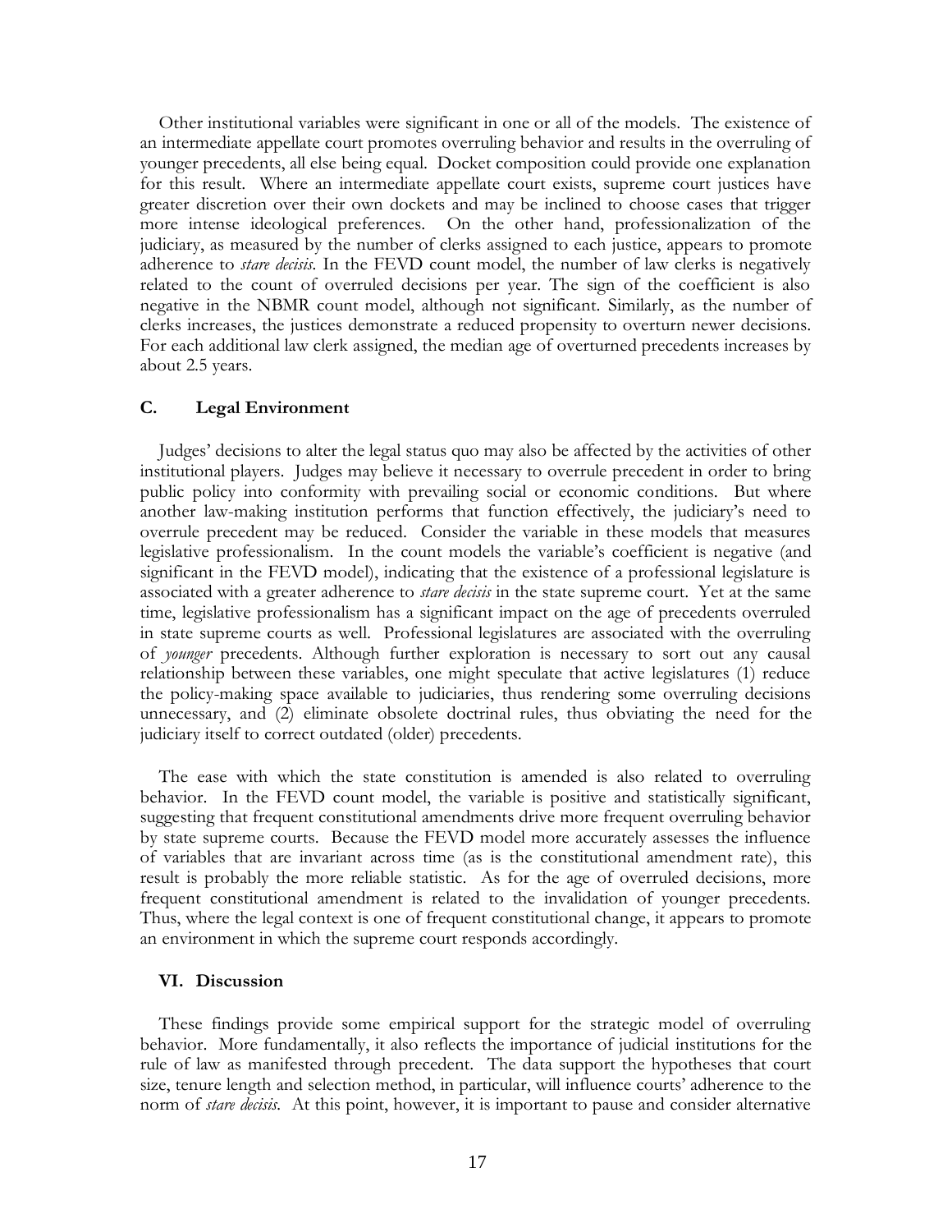Other institutional variables were significant in one or all of the models. The existence of an intermediate appellate court promotes overruling behavior and results in the overruling of younger precedents, all else being equal. Docket composition could provide one explanation for this result. Where an intermediate appellate court exists, supreme court justices have greater discretion over their own dockets and may be inclined to choose cases that trigger more intense ideological preferences. On the other hand, professionalization of the judiciary, as measured by the number of clerks assigned to each justice, appears to promote adherence to *stare decisis*. In the FEVD count model, the number of law clerks is negatively related to the count of overruled decisions per year. The sign of the coefficient is also negative in the NBMR count model, although not significant. Similarly, as the number of clerks increases, the justices demonstrate a reduced propensity to overturn newer decisions. For each additional law clerk assigned, the median age of overturned precedents increases by about 2.5 years.

### C. Legal Environment

Judges' decisions to alter the legal status quo may also be affected by the activities of other institutional players. Judges may believe it necessary to overrule precedent in order to bring public policy into conformity with prevailing social or economic conditions. But where another law-making institution performs that function effectively, the judiciary's need to overrule precedent may be reduced. Consider the variable in these models that measures legislative professionalism. In the count models the variable's coefficient is negative (and significant in the FEVD model), indicating that the existence of a professional legislature is associated with a greater adherence to *stare decisis* in the state supreme court. Yet at the same time, legislative professionalism has a significant impact on the age of precedents overruled in state supreme courts as well. Professional legislatures are associated with the overruling of *younger* precedents. Although further exploration is necessary to sort out any causal relationship between these variables, one might speculate that active legislatures (1) reduce the policy-making space available to judiciaries, thus rendering some overruling decisions unnecessary, and (2) eliminate obsolete doctrinal rules, thus obviating the need for the judiciary itself to correct outdated (older) precedents.

The ease with which the state constitution is amended is also related to overruling behavior. In the FEVD count model, the variable is positive and statistically significant, suggesting that frequent constitutional amendments drive more frequent overruling behavior by state supreme courts. Because the FEVD model more accurately assesses the influence of variables that are invariant across time (as is the constitutional amendment rate), this result is probably the more reliable statistic. As for the age of overruled decisions, more frequent constitutional amendment is related to the invalidation of younger precedents. Thus, where the legal context is one of frequent constitutional change, it appears to promote an environment in which the supreme court responds accordingly.

## VI. Discussion

These findings provide some empirical support for the strategic model of overruling behavior. More fundamentally, it also reflects the importance of judicial institutions for the rule of law as manifested through precedent. The data support the hypotheses that court size, tenure length and selection method, in particular, will influence courts' adherence to the norm of *stare decisis*. At this point, however, it is important to pause and consider alternative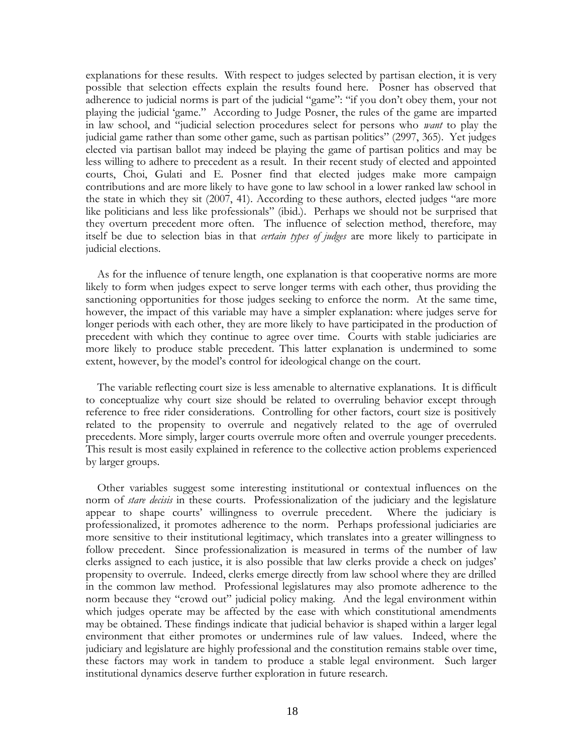explanations for these results. With respect to judges selected by partisan election, it is very possible that selection effects explain the results found here. Posner has observed that adherence to judicial norms is part of the judicial "game": "if you don't obey them, your not playing the judicial 'game." According to Judge Posner, the rules of the game are imparted in law school, and "judicial selection procedures select for persons who *want* to play the judicial game rather than some other game, such as partisan politics" (2997, 365). Yet judges elected via partisan ballot may indeed be playing the game of partisan politics and may be less willing to adhere to precedent as a result. In their recent study of elected and appointed courts, Choi, Gulati and E. Posner find that elected judges make more campaign contributions and are more likely to have gone to law school in a lower ranked law school in the state in which they sit (2007, 41). According to these authors, elected judges "are more like politicians and less like professionals" (ibid.). Perhaps we should not be surprised that they overturn precedent more often. The influence of selection method, therefore, may itself be due to selection bias in that *certain types of judges* are more likely to participate in judicial elections.

As for the influence of tenure length, one explanation is that cooperative norms are more likely to form when judges expect to serve longer terms with each other, thus providing the sanctioning opportunities for those judges seeking to enforce the norm. At the same time, however, the impact of this variable may have a simpler explanation: where judges serve for longer periods with each other, they are more likely to have participated in the production of precedent with which they continue to agree over time. Courts with stable judiciaries are more likely to produce stable precedent. This latter explanation is undermined to some extent, however, by the model's control for ideological change on the court.

The variable reflecting court size is less amenable to alternative explanations. It is difficult to conceptualize why court size should be related to overruling behavior except through reference to free rider considerations. Controlling for other factors, court size is positively related to the propensity to overrule and negatively related to the age of overruled precedents. More simply, larger courts overrule more often and overrule younger precedents. This result is most easily explained in reference to the collective action problems experienced by larger groups.

Other variables suggest some interesting institutional or contextual influences on the norm of *stare decisis* in these courts. Professionalization of the judiciary and the legislature appear to shape courts' willingness to overrule precedent. Where the judiciary is professionalized, it promotes adherence to the norm. Perhaps professional judiciaries are more sensitive to their institutional legitimacy, which translates into a greater willingness to follow precedent. Since professionalization is measured in terms of the number of law clerks assigned to each justice, it is also possible that law clerks provide a check on judges' propensity to overrule. Indeed, clerks emerge directly from law school where they are drilled in the common law method. Professional legislatures may also promote adherence to the norm because they "crowd out" judicial policy making. And the legal environment within which judges operate may be affected by the ease with which constitutional amendments may be obtained. These findings indicate that judicial behavior is shaped within a larger legal environment that either promotes or undermines rule of law values. Indeed, where the judiciary and legislature are highly professional and the constitution remains stable over time, these factors may work in tandem to produce a stable legal environment. Such larger institutional dynamics deserve further exploration in future research.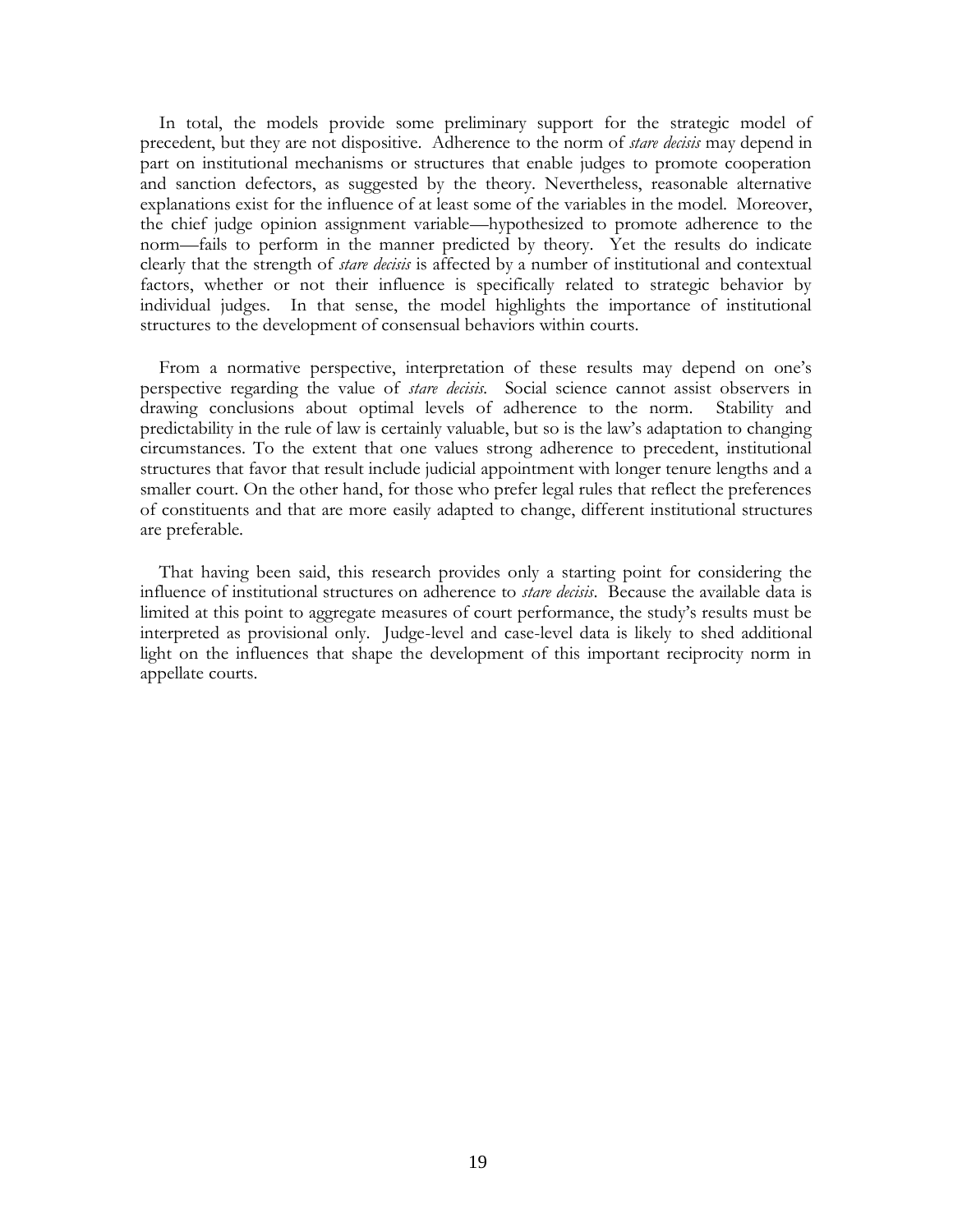In total, the models provide some preliminary support for the strategic model of precedent, but they are not dispositive. Adherence to the norm of *stare decisis* may depend in part on institutional mechanisms or structures that enable judges to promote cooperation and sanction defectors, as suggested by the theory. Nevertheless, reasonable alternative explanations exist for the influence of at least some of the variables in the model. Moreover, the chief judge opinion assignment variable—hypothesized to promote adherence to the norm—fails to perform in the manner predicted by theory. Yet the results do indicate clearly that the strength of *stare decisis* is affected by a number of institutional and contextual factors, whether or not their influence is specifically related to strategic behavior by individual judges. In that sense, the model highlights the importance of institutional structures to the development of consensual behaviors within courts.

From a normative perspective, interpretation of these results may depend on one's perspective regarding the value of *stare decisis*. Social science cannot assist observers in drawing conclusions about optimal levels of adherence to the norm. Stability and predictability in the rule of law is certainly valuable, but so is the law's adaptation to changing circumstances. To the extent that one values strong adherence to precedent, institutional structures that favor that result include judicial appointment with longer tenure lengths and a smaller court. On the other hand, for those who prefer legal rules that reflect the preferences of constituents and that are more easily adapted to change, different institutional structures are preferable.

That having been said, this research provides only a starting point for considering the influence of institutional structures on adherence to *stare decisis*. Because the available data is limited at this point to aggregate measures of court performance, the study's results must be interpreted as provisional only. Judge-level and case-level data is likely to shed additional light on the influences that shape the development of this important reciprocity norm in appellate courts.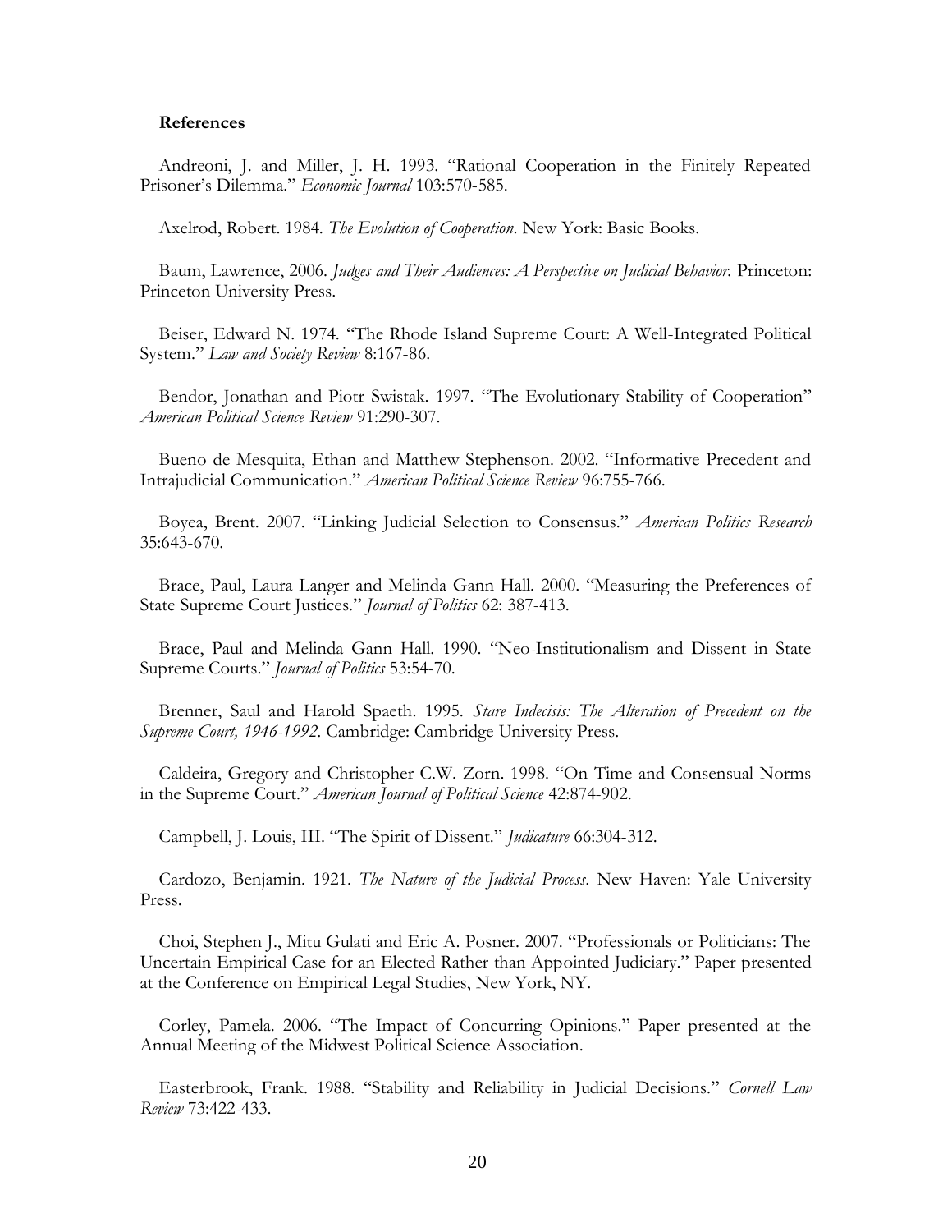**References**

Andreoni, J. and Miller, J. H. 1993. "Rational Cooperation in the Finitely Repeated Prisoner's Dilemma." *Economic Journal* 103:570-585.

Axelrod, Robert. 1984. *The Evolution of Cooperation*. New York: Basic Books.

Baum, Lawrence, 2006. *Judges and Their Audiences: A Perspective on Judicial Behavior.* Princeton: Princeton University Press.

Beiser, Edward N. 1974. "The Rhode Island Supreme Court: A Well-Integrated Political System." *Law and Society Review* 8:167-86.

Bendor, Jonathan and Piotr Swistak. 1997. "The Evolutionary Stability of Cooperation" *American Political Science Review* 91:290-307.

Bueno de Mesquita, Ethan and Matthew Stephenson. 2002. "Informative Precedent and Intrajudicial Communication." *American Political Science Review* 96:755-766.

Boyea, Brent. 2007. "Linking Judicial Selection to Consensus." *American Politics Research* 35:643-670.

Brace, Paul, Laura Langer and Melinda Gann Hall. 2000. "Measuring the Preferences of State Supreme Court Justices." *Journal of Politics* 62: 387-413.

Brace, Paul and Melinda Gann Hall. 1990. "Neo-Institutionalism and Dissent in State Supreme Courts." *Journal of Politics* 53:54-70.

Brenner, Saul and Harold Spaeth. 1995. *Stare Indecisis: The Alteration of Precedent on the Supreme Court, 1946-1992*. Cambridge: Cambridge University Press.

Caldeira, Gregory and Christopher C.W. Zorn. 1998. "On Time and Consensual Norms in the Supreme Court." *American Journal of Political Science* 42:874-902.

Campbell, J. Louis, III. "The Spirit of Dissent." *Judicature* 66:304-312.

Cardozo, Benjamin. 1921. *The Nature of the Judicial Process*. New Haven: Yale University Press.

Choi, Stephen J., Mitu Gulati and Eric A. Posner. 2007. "Professionals or Politicians: The Uncertain Empirical Case for an Elected Rather than Appointed Judiciary." Paper presented at the Conference on Empirical Legal Studies, New York, NY.

Corley, Pamela. 2006. "The Impact of Concurring Opinions." Paper presented at the Annual Meeting of the Midwest Political Science Association.

Easterbrook, Frank. 1988. "Stability and Reliability in Judicial Decisions." *Cornell Law Review* 73:422-433.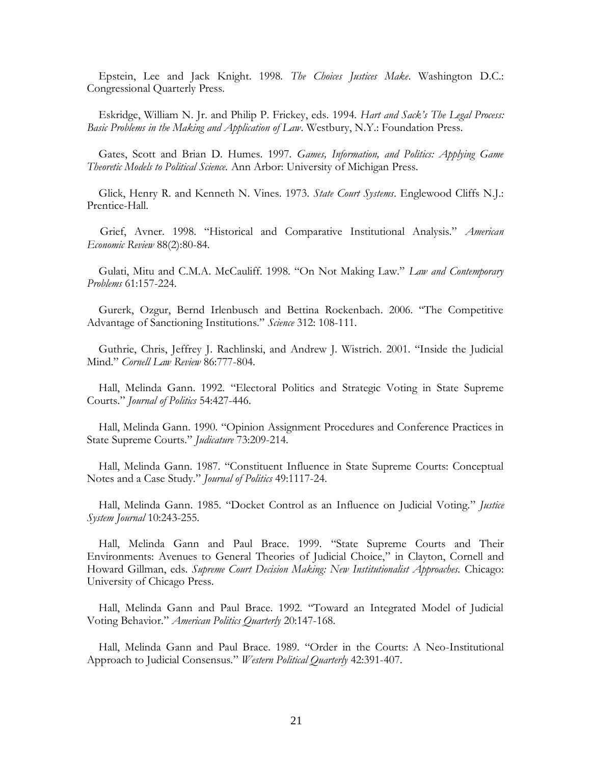Epstein, Lee and Jack Knight. 1998. *The Choices Justices Make*. Washington D.C.: Congressional Quarterly Press.

Eskridge, William N. Jr. and Philip P. Frickey, eds. 1994. *Hart and Sack's The Legal Process: Basic Problems in the Making and Application of Law*. Westbury, N.Y.: Foundation Press.

Gates, Scott and Brian D. Humes. 1997. *Games, Information, and Politics: Applying Game Theoretic Models to Political Science.* Ann Arbor: University of Michigan Press.

Glick, Henry R. and Kenneth N. Vines. 1973. *State Court Systems*. Englewood Cliffs N.J.: Prentice-Hall.

Grief, Avner. 1998. "Historical and Comparative Institutional Analysis." *American Economic Review* 88(2):80-84.

Gulati, Mitu and C.M.A. McCauliff. 1998. "On Not Making Law." *Law and Contemporary Problems* 61:157-224.

Gurerk, Ozgur, Bernd Irlenbusch and Bettina Rockenbach. 2006. "The Competitive Advantage of Sanctioning Institutions." *Science* 312: 108-111.

Guthrie, Chris, Jeffrey J. Rachlinski, and Andrew J. Wistrich. 2001. "Inside the Judicial Mind." *Cornell Law Review* 86:777-804.

Hall, Melinda Gann. 1992. "Electoral Politics and Strategic Voting in State Supreme Courts." *Journal of Politics* 54:427-446.

Hall, Melinda Gann. 1990. "Opinion Assignment Procedures and Conference Practices in State Supreme Courts." *Judicature* 73:209-214.

Hall, Melinda Gann. 1987. "Constituent Influence in State Supreme Courts: Conceptual Notes and a Case Study." *Journal of Politics* 49:1117-24.

Hall, Melinda Gann. 1985. "Docket Control as an Influence on Judicial Voting." *Justice System Journal* 10:243-255.

Hall, Melinda Gann and Paul Brace. 1999. "State Supreme Courts and Their Environments: Avenues to General Theories of Judicial Choice," in Clayton, Cornell and Howard Gillman, eds. *Supreme Court Decision Making: New Institutionalist Approaches.* Chicago: University of Chicago Press.

Hall, Melinda Gann and Paul Brace. 1992. "Toward an Integrated Model of Judicial Voting Behavior." *American Politics Quarterly* 20:147-168.

Hall, Melinda Gann and Paul Brace. 1989. "Order in the Courts: A Neo-Institutional Approach to Judicial Consensus." *Western Political Quarterly* 42:391-407.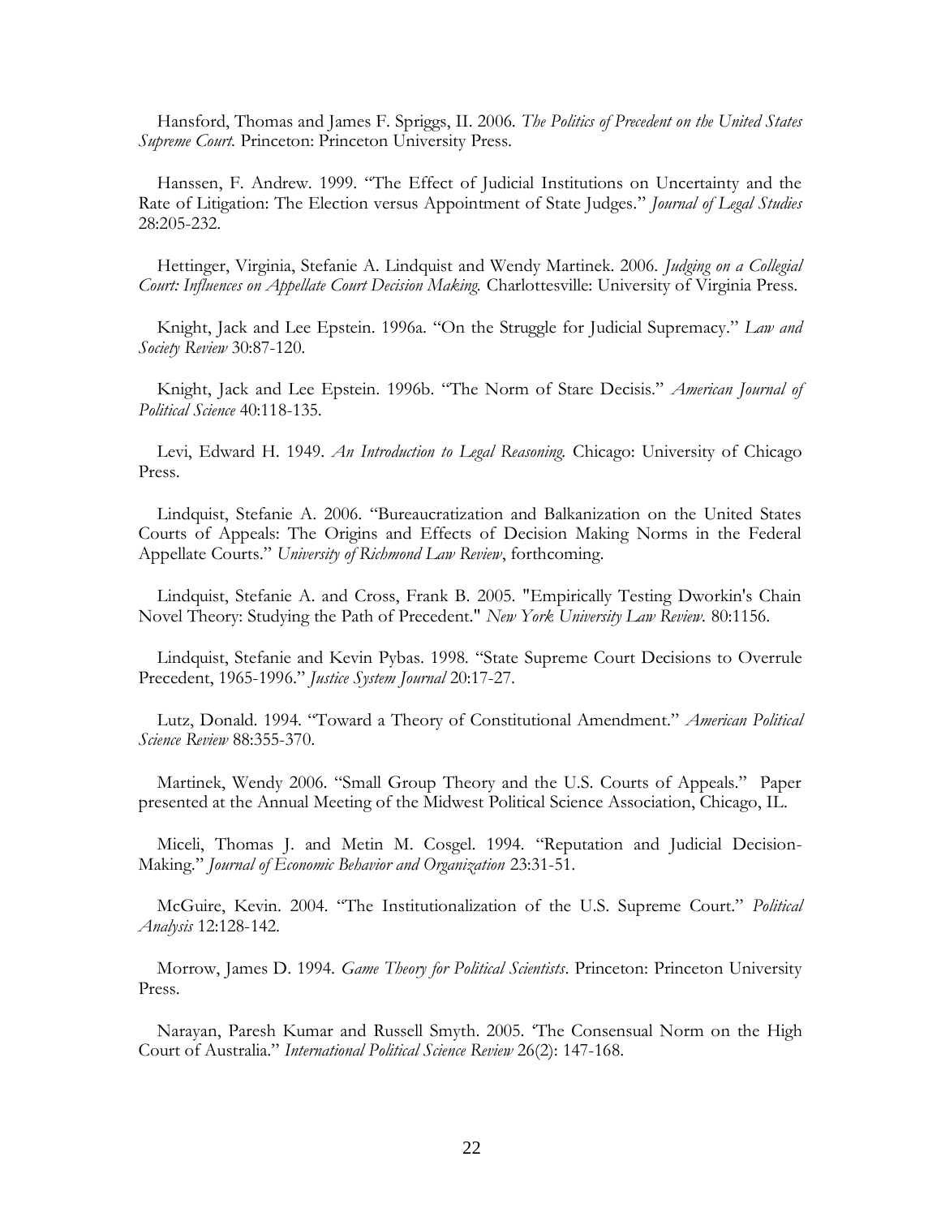Hansford, Thomas and James F. Spriggs, II. 2006. *The Politics of Precedent on the United States Supreme Court.* Princeton: Princeton University Press.

Hanssen, F. Andrew. 1999. "The Effect of Judicial Institutions on Uncertainty and the Rate of Litigation: The Election versus Appointment of State Judges." *Journal of Legal Studies* 28:205-232.

Hettinger, Virginia, Stefanie A. Lindquist and Wendy Martinek. 2006. *Judging on a Collegial Court: Influences on Appellate Court Decision Making.* Charlottesville: University of Virginia Press.

Knight, Jack and Lee Epstein. 1996a. "On the Struggle for Judicial Supremacy." *Law and Society Review* 30:87-120.

Knight, Jack and Lee Epstein. 1996b. "The Norm of Stare Decisis." *American Journal of Political Science* 40:118-135.

Levi, Edward H. 1949. *An Introduction to Legal Reasoning.* Chicago: University of Chicago Press.

Lindquist, Stefanie A. 2006. "Bureaucratization and Balkanization on the United States Courts of Appeals: The Origins and Effects of Decision Making Norms in the Federal Appellate Courts." *University of Richmond Law Review*, forthcoming.

Lindquist, Stefanie A. and Cross, Frank B. 2005. "Empirically Testing Dworkin's Chain Novel Theory: Studying the Path of Precedent." *New York University Law Review.* 80:1156.

Lindquist, Stefanie and Kevin Pybas. 1998. "State Supreme Court Decisions to Overrule Precedent, 1965-1996." *Justice System Journal* 20:17-27.

Lutz, Donald. 1994. "Toward a Theory of Constitutional Amendment." *American Political Science Review* 88:355-370.

Martinek, Wendy 2006. "Small Group Theory and the U.S. Courts of Appeals." Paper presented at the Annual Meeting of the Midwest Political Science Association, Chicago, IL.

Miceli, Thomas J. and Metin M. Cosgel. 1994. "Reputation and Judicial Decision-Making." *Journal of Economic Behavior and Organization* 23:31-51.

McGuire, Kevin. 2004. "The Institutionalization of the U.S. Supreme Court." *Political Analysis* 12:128-142.

Morrow, James D. 1994. *Game Theory for Political Scientists*. Princeton: Princeton University Press.

Narayan, Paresh Kumar and Russell Smyth. 2005. 'The Consensual Norm on the High Court of Australia." *International Political Science Review* 26(2): 147-168.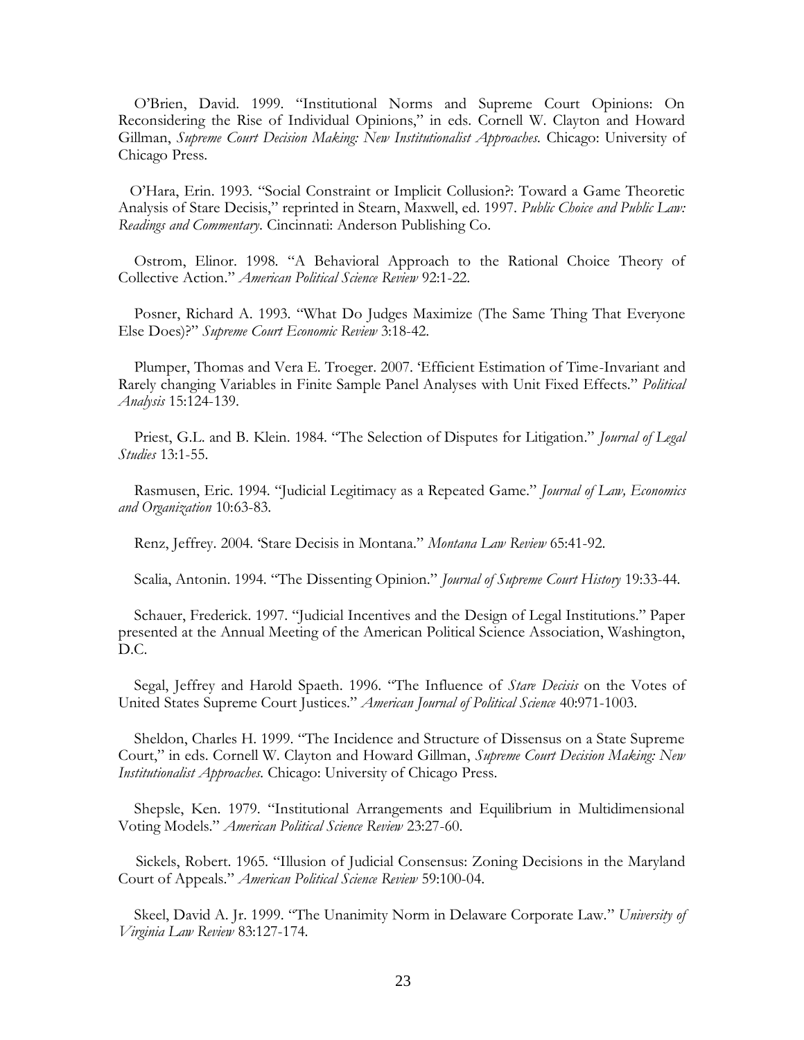O'Brien, David. 1999. "Institutional Norms and Supreme Court Opinions: On Reconsidering the Rise of Individual Opinions," in eds. Cornell W. Clayton and Howard Gillman, *Supreme Court Decision Making: New Institutionalist Approaches*. Chicago: University of Chicago Press.

O'Hara, Erin. 1993. "Social Constraint or Implicit Collusion?: Toward a Game Theoretic Analysis of Stare Decisis," reprinted in Stearn, Maxwell, ed. 1997. *Public Choice and Public Law: Readings and Commentary*. Cincinnati: Anderson Publishing Co.

Ostrom, Elinor. 1998. "A Behavioral Approach to the Rational Choice Theory of Collective Action." *American Political Science Review* 92:1-22.

Posner, Richard A. 1993. "What Do Judges Maximize (The Same Thing That Everyone Else Does)?" *Supreme Court Economic Review* 3:18-42.

Plumper, Thomas and Vera E. Troeger. 2007. 'Efficient Estimation of Time-Invariant and Rarely changing Variables in Finite Sample Panel Analyses with Unit Fixed Effects." *Political Analysis* 15:124-139.

Priest, G.L. and B. Klein. 1984. "The Selection of Disputes for Litigation." *Journal of Legal Studies* 13:1-55.

Rasmusen, Eric. 1994. "Judicial Legitimacy as a Repeated Game." *Journal of Law, Economics and Organization* 10:63-83.

Renz, Jeffrey. 2004. 'Stare Decisis in Montana." *Montana Law Review* 65:41-92.

Scalia, Antonin. 1994. "The Dissenting Opinion." *Journal of Supreme Court History* 19:33-44.

Schauer, Frederick. 1997. "Judicial Incentives and the Design of Legal Institutions." Paper presented at the Annual Meeting of the American Political Science Association, Washington, D.C.

Segal, Jeffrey and Harold Spaeth. 1996. "The Influence of *Stare Decisis* on the Votes of United States Supreme Court Justices." *American Journal of Political Science* 40:971-1003.

Sheldon, Charles H. 1999. "The Incidence and Structure of Dissensus on a State Supreme Court," in eds. Cornell W. Clayton and Howard Gillman, *Supreme Court Decision Making: New Institutionalist Approaches*. Chicago: University of Chicago Press.

Shepsle, Ken. 1979. "Institutional Arrangements and Equilibrium in Multidimensional Voting Models." *American Political Science Review* 23:27-60.

Sickels, Robert. 1965. "Illusion of Judicial Consensus: Zoning Decisions in the Maryland Court of Appeals." *American Political Science Review* 59:100-04.

Skeel, David A. Jr. 1999. "The Unanimity Norm in Delaware Corporate Law." *University of Virginia Law Review* 83:127-174.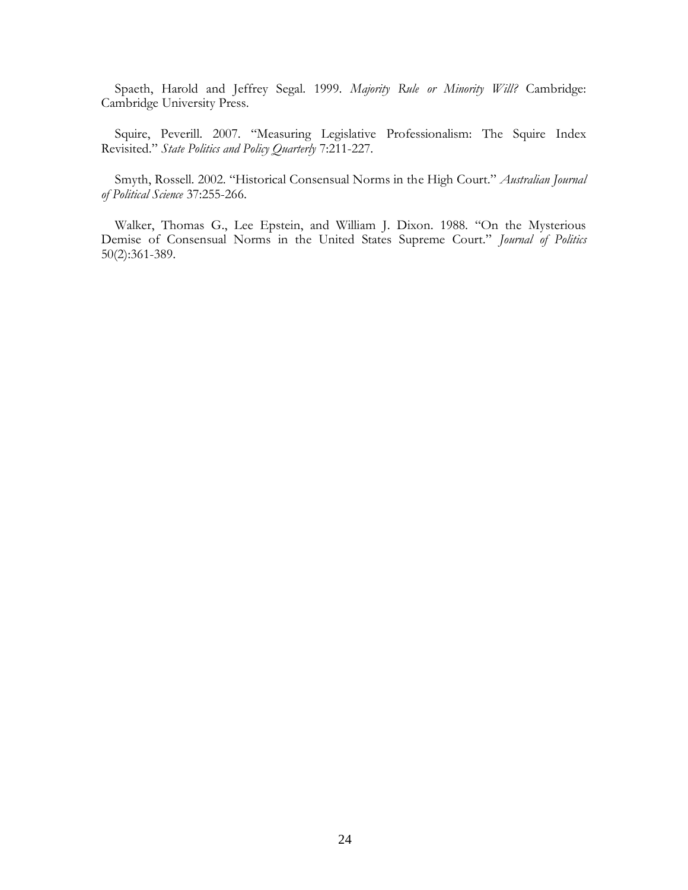Spaeth, Harold and Jeffrey Segal. 1999. *Majority Rule or Minority Will?* Cambridge: Cambridge University Press.

Squire, Peverill. 2007. "Measuring Legislative Professionalism: The Squire Index Revisited." *State Politics and Policy Quarterly* 7:211-227.

Smyth, Rossell. 2002. "Historical Consensual Norms in the High Court." *Australian Journal of Political Science* 37:255-266.

Walker, Thomas G., Lee Epstein, and William J. Dixon. 1988. "On the Mysterious Demise of Consensual Norms in the United States Supreme Court." *Journal of Politics* 50(2):361-389.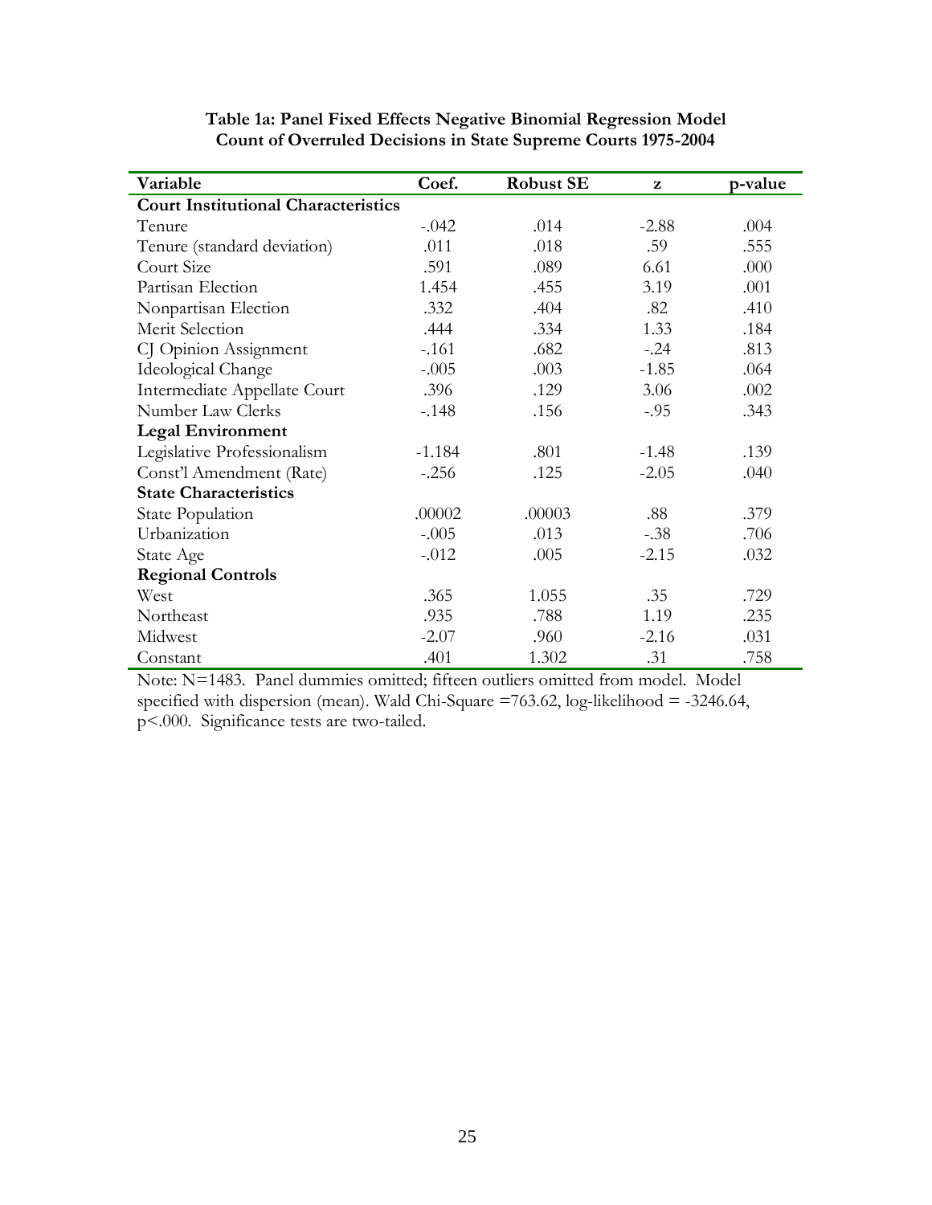**Table 1a: Panel Fixed Effects Negative Binomial Regression Model Count of Overruled Decisions in State Supreme Courts 1975-2004**

| Variable | Coef. | Robust SE | z | p-value |
|---|---|---|---|---|
| **Court Institutional Characteristics** | | | | |
| Tenure | -.042 | .014 | -2.88 | .004 |
| Tenure (standard deviation) | .011 | .018 | .59 | .555 |
| Court Size | .591 | .089 | 6.61 | .000 |
| Partisan Election | 1.454 | .455 | 3.19 | .001 |
| Nonpartisan Election | .332 | .404 | .82 | .410 |
| Merit Selection | .444 | .334 | 1.33 | .184 |
| CJ Opinion Assignment | -.161 | .682 | -.24 | .813 |
| Ideological Change | -.005 | .003 | -1.85 | .064 |
| Intermediate Appellate Court | .396 | .129 | 3.06 | .002 |
| Number Law Clerks | -.148 | .156 | -.95 | .343 |
| **Legal Environment** | | | | |
| Legislative Professionalism | -1.184 | .801 | -1.48 | .139 |
| Const'l Amendment (Rate) | -.256 | .125 | -2.05 | .040 |
| **State Characteristics** | | | | |
| State Population | .00002 | .00003 | .88 | .379 |
| Urbanization | -.005 | .013 | -.38 | .706 |
| State Age | -.012 | .005 | -2.15 | .032 |
| **Regional Controls** | | | | |
| West | .365 | 1.055 | .35 | .729 |
| Northeast | .935 | .788 | 1.19 | .235 |
| Midwest | -2.07 | .960 | -2.16 | .031 |
| Constant | .401 | 1.302 | .31 | .758 |

Note: N=1483. Panel dummies omitted; fifteen outliers omitted from model. Model specified with dispersion (mean). Wald Chi-Square =763.62, log-likelihood = -3246.64, $p<.000$. Significance tests are two-tailed.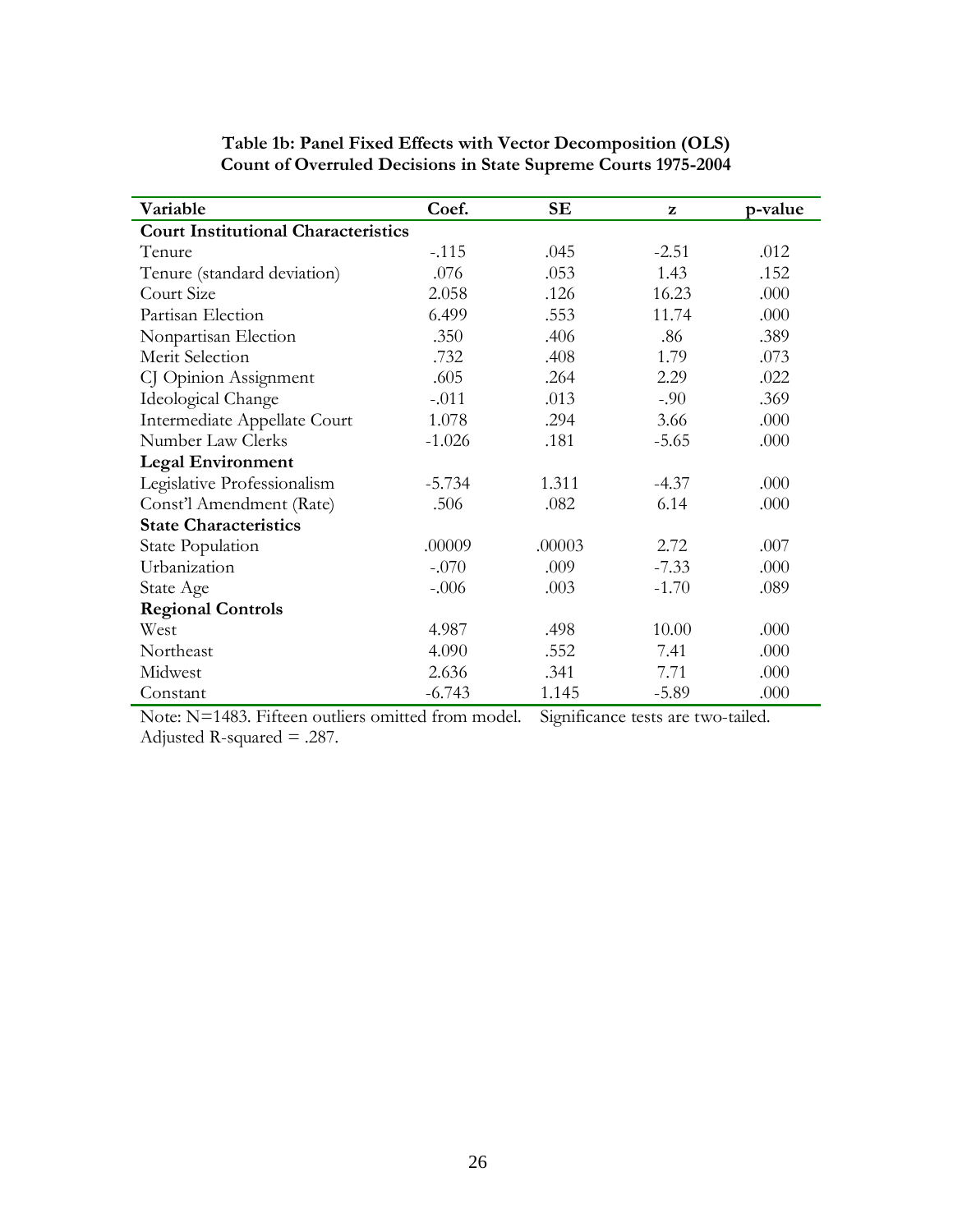**Table 1b: Panel Fixed Effects with Vector Decomposition (OLS)**
**Count of Overruled Decisions in State Supreme Courts 1975-2004**

| Variable | Coef. | SE | z | p-value |
|---|---|---|---|---|
| **Court Institutional Characteristics** | | | | |
| Tenure | -.115 | .045 | -2.51 | .012 |
| Tenure (standard deviation) | .076 | .053 | 1.43 | .152 |
| Court Size | 2.058 | .126 | 16.23 | .000 |
| Partisan Election | 6.499 | .553 | 11.74 | .000 |
| Nonpartisan Election | .350 | .406 | .86 | .389 |
| Merit Selection | .732 | .408 | 1.79 | .073 |
| CJ Opinion Assignment | .605 | .264 | 2.29 | .022 |
| Ideological Change | -.011 | .013 | -.90 | .369 |
| Intermediate Appellate Court | 1.078 | .294 | 3.66 | .000 |
| Number Law Clerks | -1.026 | .181 | -5.65 | .000 |
| **Legal Environment** | | | | |
| Legislative Professionalism | -5.734 | 1.311 | -4.37 | .000 |
| Const'l Amendment (Rate) | .506 | .082 | 6.14 | .000 |
| **State Characteristics** | | | | |
| State Population | .00009 | .00003 | 2.72 | .007 |
| Urbanization | -.070 | .009 | -7.33 | .000 |
| State Age | -.006 | .003 | -1.70 | .089 |
| **Regional Controls** | | | | |
| West | 4.987 | .498 | 10.00 | .000 |
| Northeast | 4.090 | .552 | 7.41 | .000 |
| Midwest | 2.636 | .341 | 7.71 | .000 |
| Constant | -6.743 | 1.145 | -5.89 | .000 |

Note: N=1483. Fifteen outliers omitted from model. Significance tests are two-tailed.
Adjusted R-squared = .287.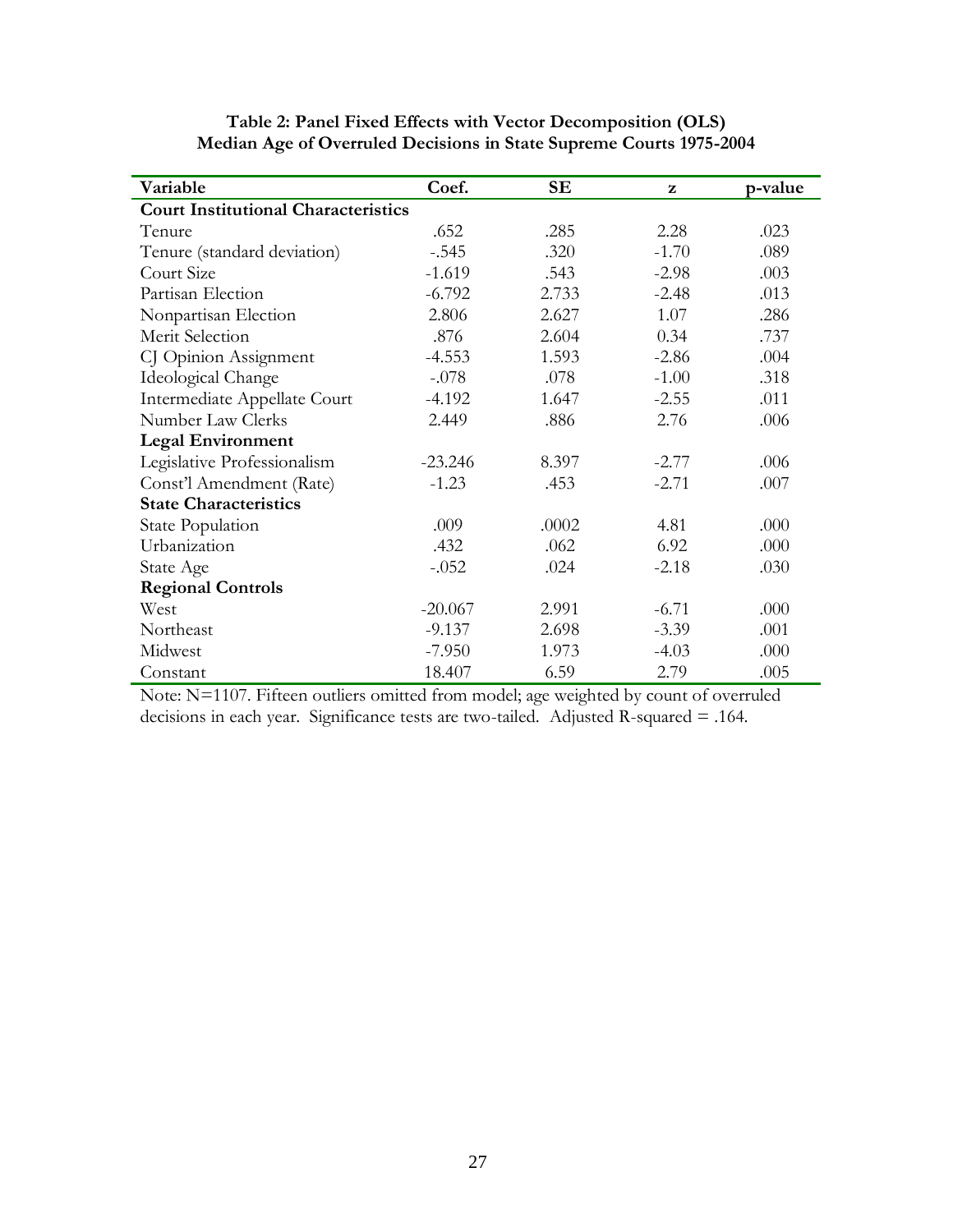**Table 2: Panel Fixed Effects with Vector Decomposition (OLS)**
**Median Age of Overruled Decisions in State Supreme Courts 1975-2004**

| Variable | Coef. | SE | z | p-value |
|---|---|---|---|---|
| **Court Institutional Characteristics** | | | | |
| Tenure | .652 | .285 | 2.28 | .023 |
| Tenure (standard deviation) | -.545 | .320 | -1.70 | .089 |
| Court Size | -1.619 | .543 | -2.98 | .003 |
| Partisan Election | -6.792 | 2.733 | -2.48 | .013 |
| Nonpartisan Election | 2.806 | 2.627 | 1.07 | .286 |
| Merit Selection | .876 | 2.604 | 0.34 | .737 |
| CJ Opinion Assignment | -4.553 | 1.593 | -2.86 | .004 |
| Ideological Change | -.078 | .078 | -1.00 | .318 |
| Intermediate Appellate Court | -4.192 | 1.647 | -2.55 | .011 |
| Number Law Clerks | 2.449 | .886 | 2.76 | .006 |
| **Legal Environment** | | | | |
| Legislative Professionalism | -23.246 | 8.397 | -2.77 | .006 |
| Const'l Amendment (Rate) | -1.23 | .453 | -2.71 | .007 |
| **State Characteristics** | | | | |
| State Population | .009 | .0002 | 4.81 | .000 |
| Urbanization | .432 | .062 | 6.92 | .000 |
| State Age | -.052 | .024 | -2.18 | .030 |
| **Regional Controls** | | | | |
| West | -20.067 | 2.991 | -6.71 | .000 |
| Northeast | -9.137 | 2.698 | -3.39 | .001 |
| Midwest | -7.950 | 1.973 | -4.03 | .000 |
| Constant | 18.407 | 6.59 | 2.79 | .005 |

Note: N=1107. Fifteen outliers omitted from model; age weighted by count of overruled decisions in each year. Significance tests are two-tailed. Adjusted R-squared = .164.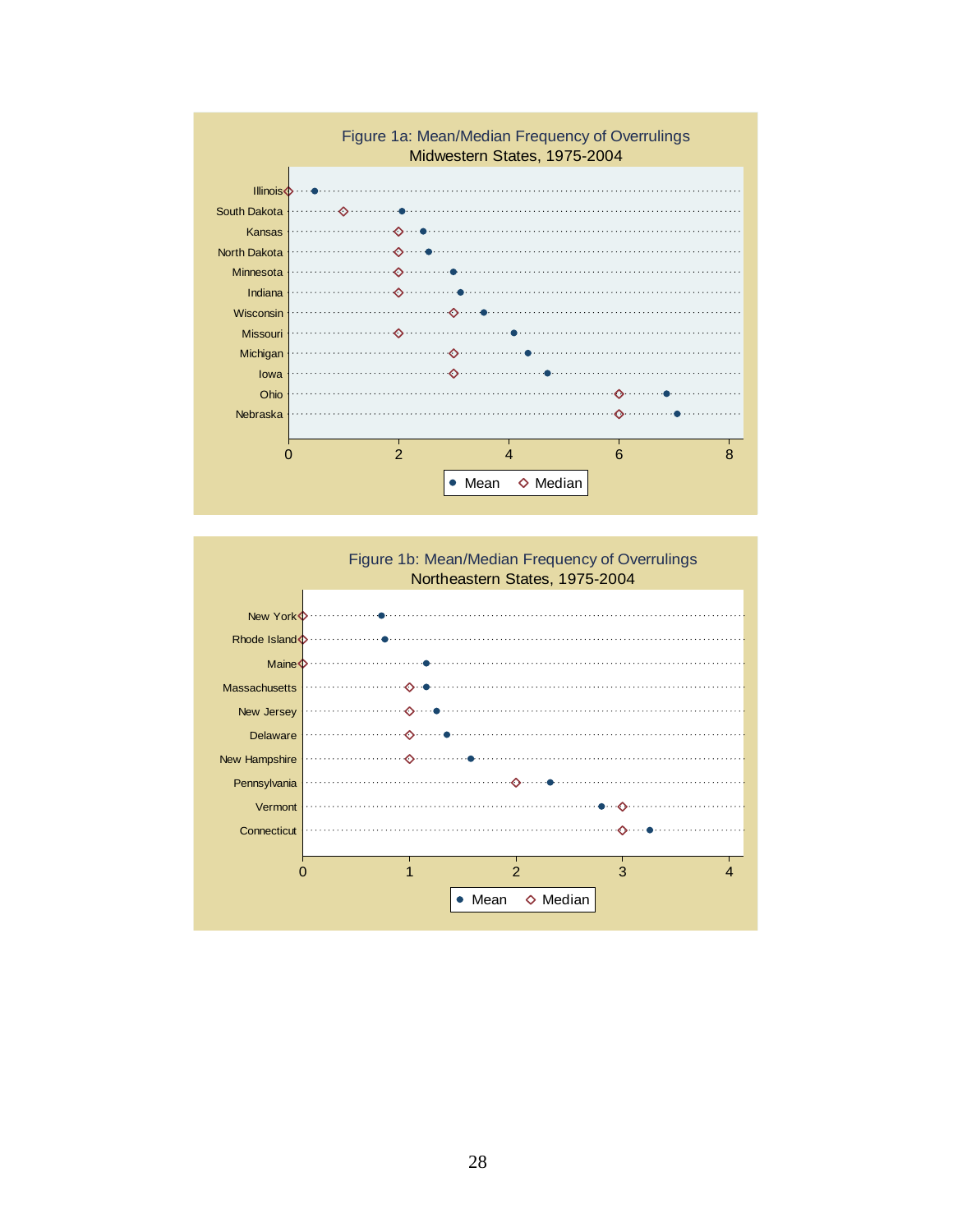Figure 1a: Mean/Median Frequency of Overrulings
Midwestern States, 1975-2004

Figure 1b: Mean/Median Frequency of Overrulings
Northeastern States, 1975-2004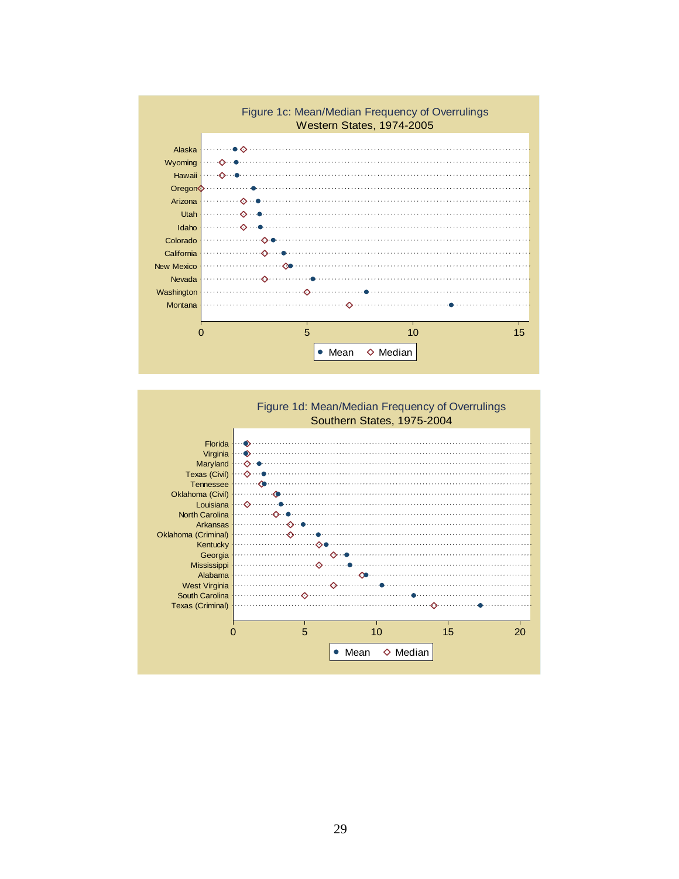Figure 1c: Mean/Median Frequency of Overrulings
Western States, 1974-2005

Alaska
Wyoming
Hawaii
Oregon
Arizona
Utah
Idaho
Colorado
California
New Mexico
Nevada
Washington
Montana

0 5 10 15

Mean Median

Figure 1d: Mean/Median Frequency of Overrulings
Southern States, 1975-2004

Florida
Virginia
Maryland
Texas (Civil)
Tennessee
Oklahoma (Civil)
Louisiana
North Carolina
Arkansas
Oklahoma (Criminal)
Kentucky
Georgia
Mississippi
Alabama
West Virginia
South Carolina
Texas (Criminal)

0 5 10 15 20

Mean Median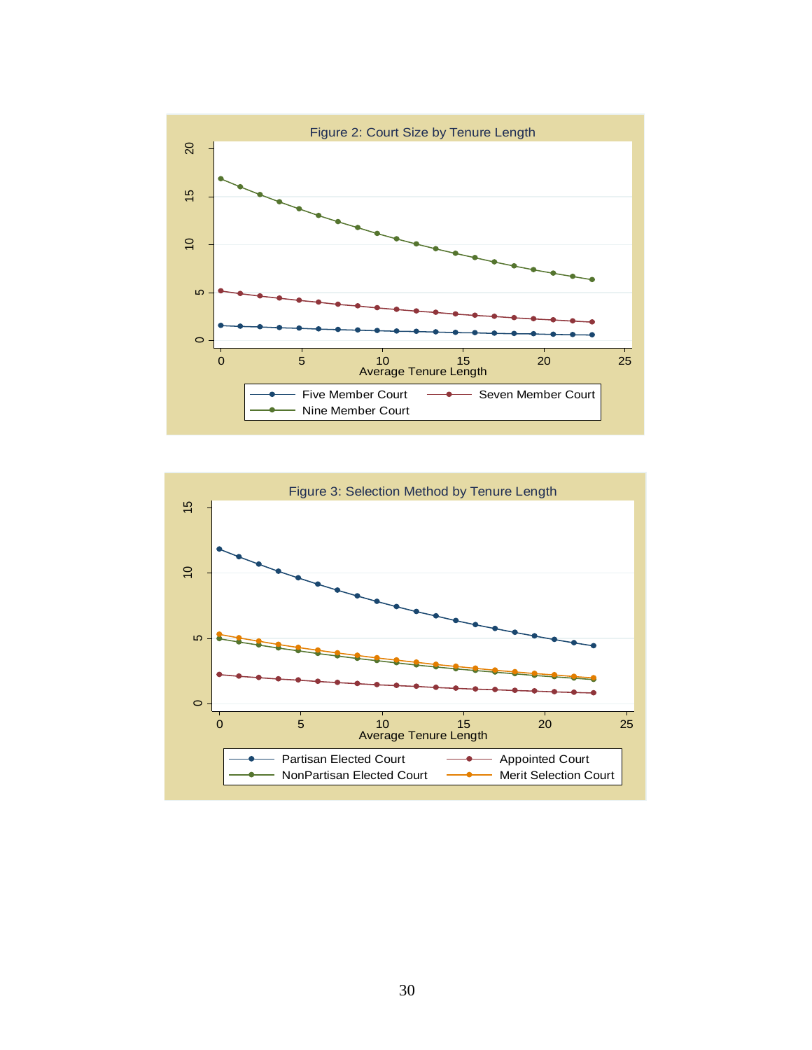Figure 2: Court Size by Tenure Length

Figure 3: Selection Method by Tenure Length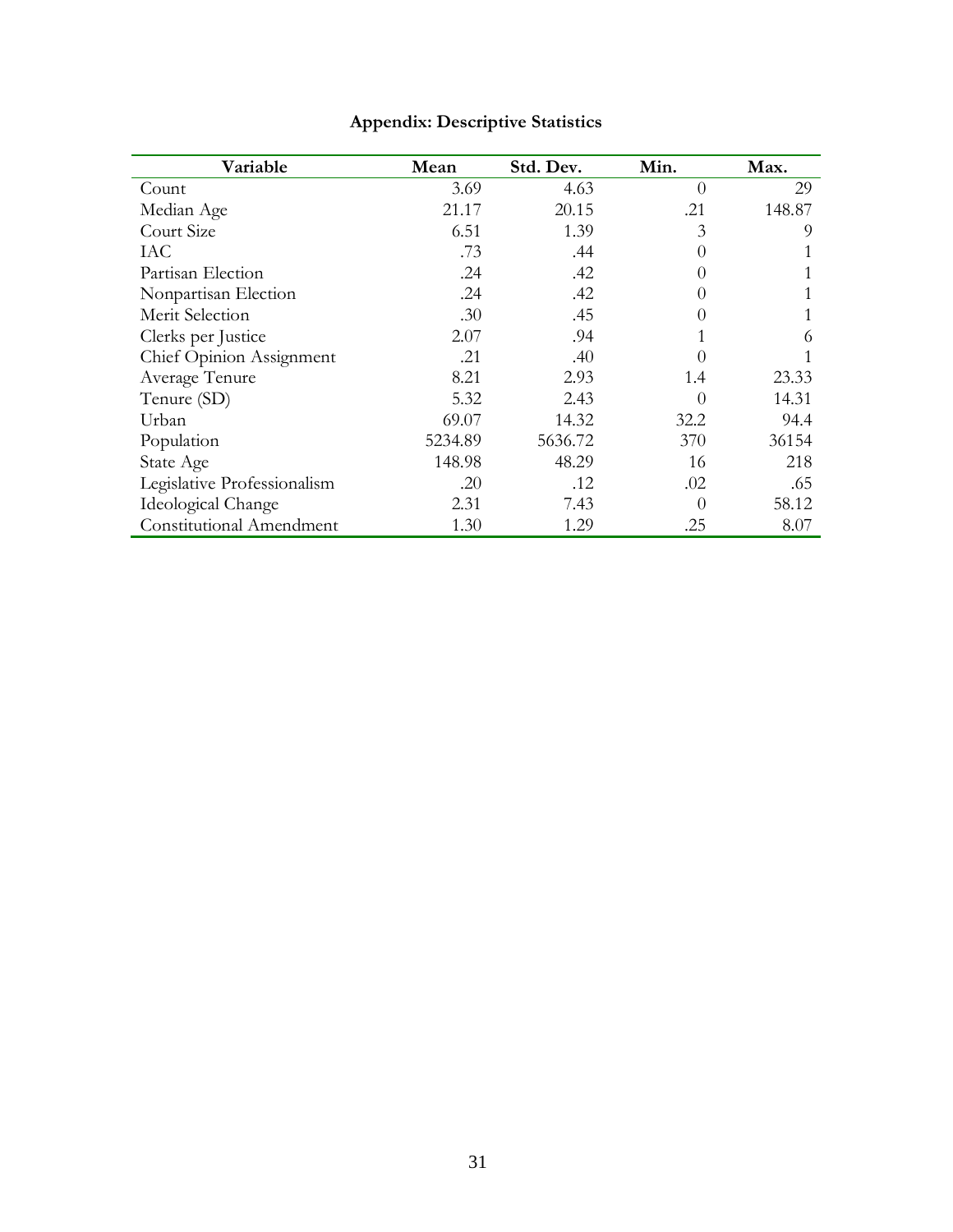## Appendix: Descriptive Statistics

| Variable | Mean | Std. Dev. | Min. | Max. |
|---|---|---|---|---|
| Count | 3.69 | 4.63 | 0 | 29 |
| Median Age | 21.17 | 20.15 | .21 | 148.87 |
| Court Size | 6.51 | 1.39 | 3 | 9 |
| IAC | .73 | .44 | 0 | 1 |
| Partisan Election | .24 | .42 | 0 | 1 |
| Nonpartisan Election | .24 | .42 | 0 | 1 |
| Merit Selection | .30 | .45 | 0 | 1 |
| Clerks per Justice | 2.07 | .94 | 1 | 6 |
| Chief Opinion Assignment | .21 | .40 | 0 | 1 |
| Average Tenure | 8.21 | 2.93 | 1.4 | 23.33 |
| Tenure (SD) | 5.32 | 2.43 | 0 | 14.31 |
| Urban | 69.07 | 14.32 | 32.2 | 94.4 |
| Population | 5234.89 | 5636.72 | 370 | 36154 |
| State Age | 148.98 | 48.29 | 16 | 218 |
| Legislative Professionalism | .20 | .12 | .02 | .65 |
| Ideological Change | 2.31 | 7.43 | 0 | 58.12 |
| Constitutional Amendment | 1.30 | 1.29 | .25 | 8.07 |